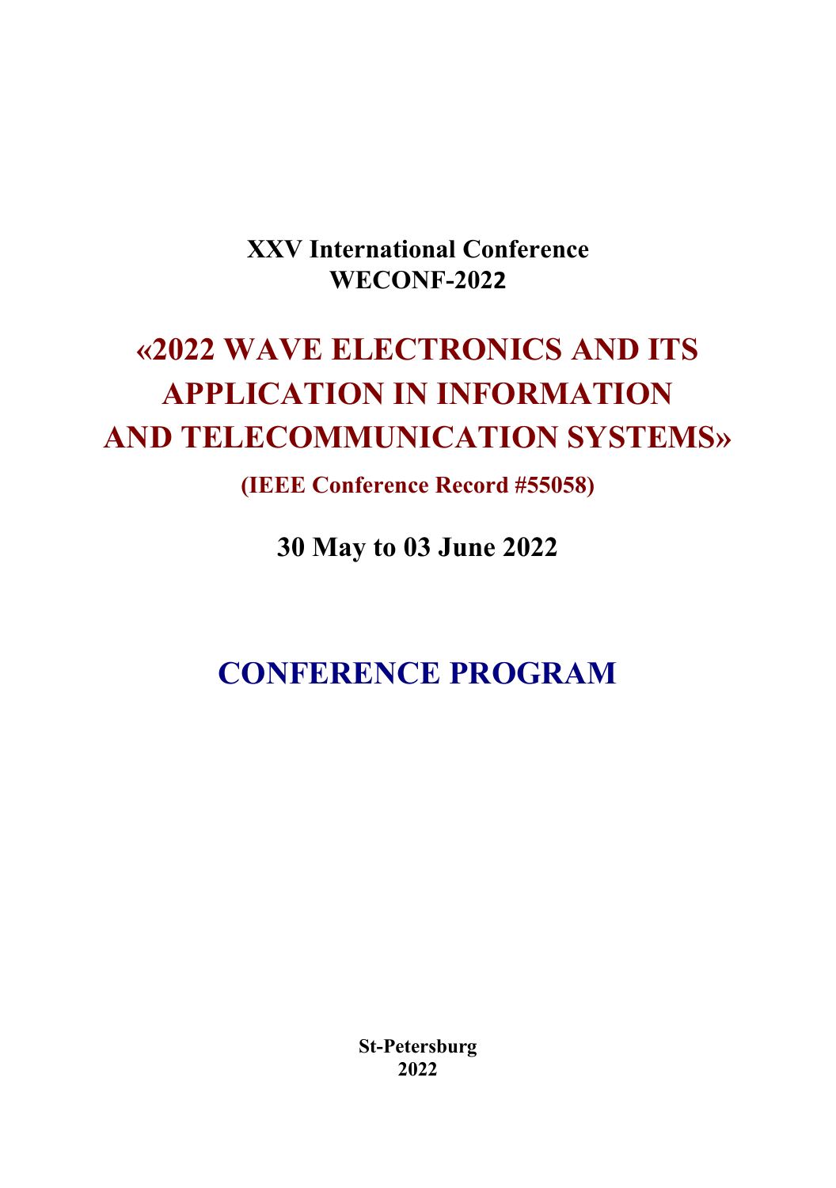**XXV International Conference**
**WECONF-2022**

# «2022 WAVE ELECTRONICS AND ITS APPLICATION IN INFORMATION AND TELECOMMUNICATION SYSTEMS»

**(IEEE Conference Record #55058)**

**30 May to 03 June 2022**

# CONFERENCE PROGRAM

**St-Petersburg**
**2022**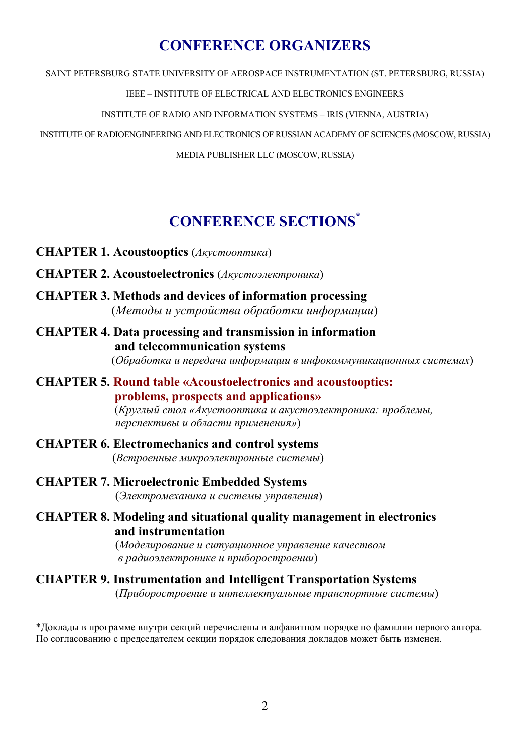# CONFERENCE ORGANIZERS

SAINT PETERSBURG STATE UNIVERSITY OF AEROSPACE INSTRUMENTATION (ST. PETERSBURG, RUSSIA)

IEEE – INSTITUTE OF ELECTRICAL AND ELECTRONICS ENGINEERS

INSTITUTE OF RADIO AND INFORMATION SYSTEMS – IRIS (VIENNA, AUSTRIA)

INSTITUTE OF RADIOENGINEERING AND ELECTRONICS OF RUSSIAN ACADEMY OF SCIENCES (MOSCOW, RUSSIA)

MEDIA PUBLISHER LLC (MOSCOW, RUSSIA)

# CONFERENCE SECTIONS*

**CHAPTER 1. Acoustooptics** (*Акустооптика*)

**CHAPTER 2. Acoustoelectronics** (*Акустоэлектроника*)

**CHAPTER 3. Methods and devices of information processing**
(*Методы и устройства обработки информации*)

**CHAPTER 4. Data processing and transmission in information and telecommunication systems**
(*Обработка и передача информации в инфокоммуникационных системах*)

**CHAPTER 5. Round table «Acoustoelectronics and acoustooptics: problems, prospects and applications»**
(*Круглый стол «Акустооптика и акустоэлектроника: проблемы, перспективы и области применения»*)

**CHAPTER 6. Electromechanics and control systems**
(*Встроенные микроэлектронные системы*)

**CHAPTER 7. Microelectronic Embedded Systems**
(*Электромеханика и системы управления*)

**CHAPTER 8. Modeling and situational quality management in electronics and instrumentation**
(*Моделирование и ситуационное управление качеством в радиоэлектронике и приборостроении*)

**CHAPTER 9. Instrumentation and Intelligent Transportation Systems**
(*Приборостроение и интеллектуальные транспортные системы*)

*Доклады в программе внутри секций перечислены в алфавитном порядке по фамилии первого автора. По согласованию с председателем секции порядок следования докладов может быть изменен.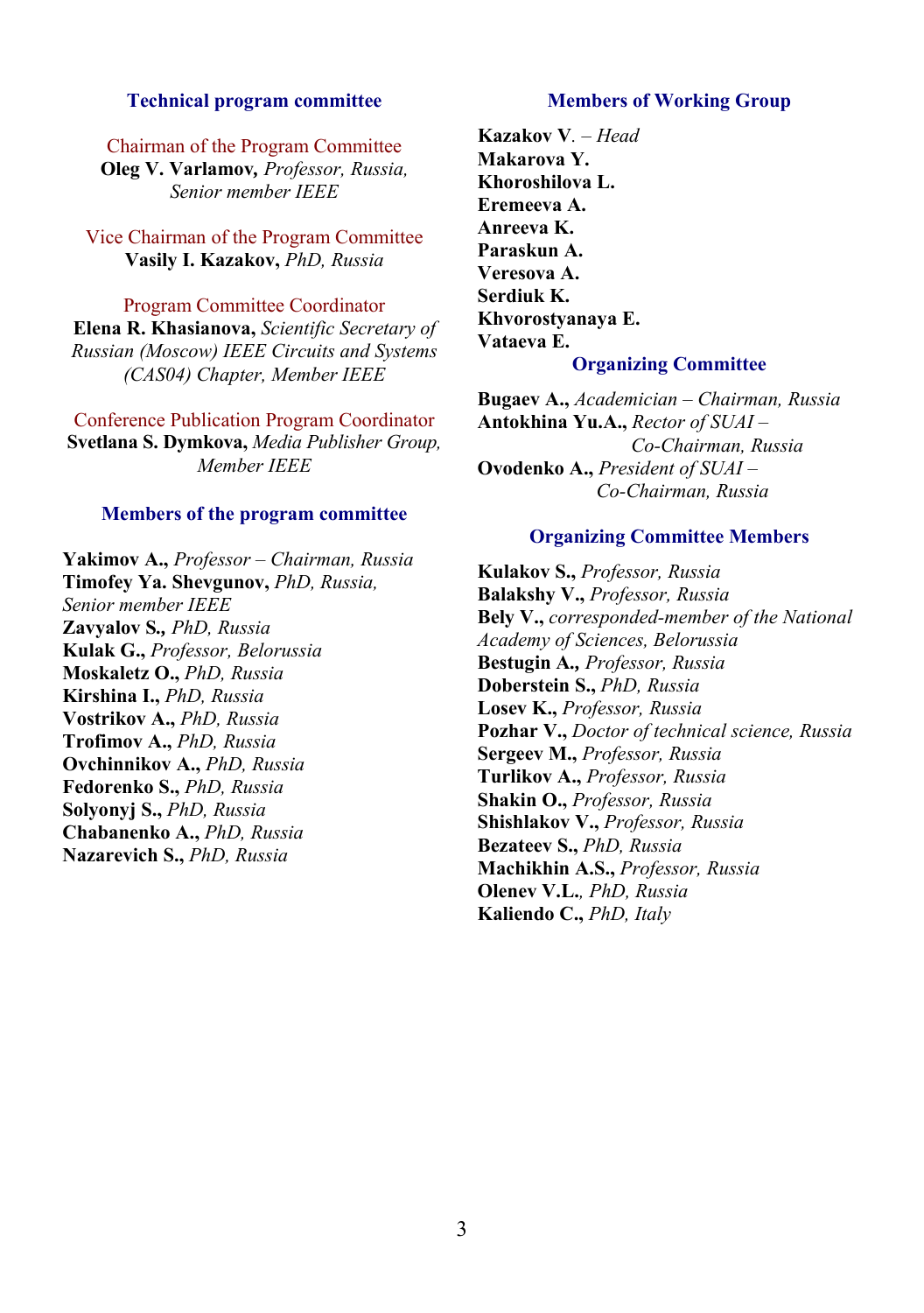## Technical program committee

Chairman of the Program Committee
**Oleg V. Varlamov,** *Professor, Russia, Senior member IEEE*

Vice Chairman of the Program Committee
**Vasily I. Kazakov,** *PhD, Russia*

Program Committee Coordinator
**Elena R. Khasianova,** *Scientific Secretary of Russian (Moscow) IEEE Circuits and Systems (CAS04) Chapter, Member IEEE*

Conference Publication Program Coordinator
**Svetlana S. Dymkova,** *Media Publisher Group, Member IEEE*

## Members of the program committee

**Yakimov A.,** *Professor – Chairman, Russia*
**Timofey Ya. Shevgunov,** *PhD, Russia, Senior member IEEE*
**Zavyalov S.,** *PhD, Russia*
**Kulak G.,** *Professor, Belorussia*
**Moskaletz O.,** *PhD, Russia*
**Kirshina I.,** *PhD, Russia*
**Vostrikov A.,** *PhD, Russia*
**Trofimov A.,** *PhD, Russia*
**Ovchinnikov A.,** *PhD, Russia*
**Fedorenko S.,** *PhD, Russia*
**Solyonyj S.,** *PhD, Russia*
**Chabanenko A.,** *PhD, Russia*
**Nazarevich S.,** *PhD, Russia*

## Members of Working Group

**Kazakov V**. – *Head*
**Makarova Y.**
**Khoroshilova L.**
**Eremeeva A.**
**Anreeva K.**
**Paraskun A.**
**Veresova A.**
**Serdiuk K.**
**Khvorostyanaya E.**
**Vataeva E.**

## Organizing Committee

**Bugaev A.,** *Academician – Chairman, Russia*
**Antokhina Yu.A.,** *Rector of SUAI – Co-Chairman, Russia*
**Ovodenko A.,** *President of SUAI – Co-Chairman, Russia*

## Organizing Committee Members

**Kulakov S.,** *Professor, Russia*
**Balakshy V.,** *Professor, Russia*
**Bely V.,** *corresponded-member of the National Academy of Sciences, Belorussia*
**Bestugin A.,** *Professor, Russia*
**Doberstein S.,** *PhD, Russia*
**Losev K.,** *Professor, Russia*
**Pozhar V.,** *Doctor of technical science, Russia*
**Sergeev M.,** *Professor, Russia*
**Turlikov A.,** *Professor, Russia*
**Shakin O.,** *Professor, Russia*
**Shishlakov V.,** *Professor, Russia*
**Bezateev S.,** *PhD, Russia*
**Machikhin A.S.,** *Professor, Russia*
**Olenev V.L.**, *PhD, Russia*
**Kaliendo C.,** *PhD, Italy*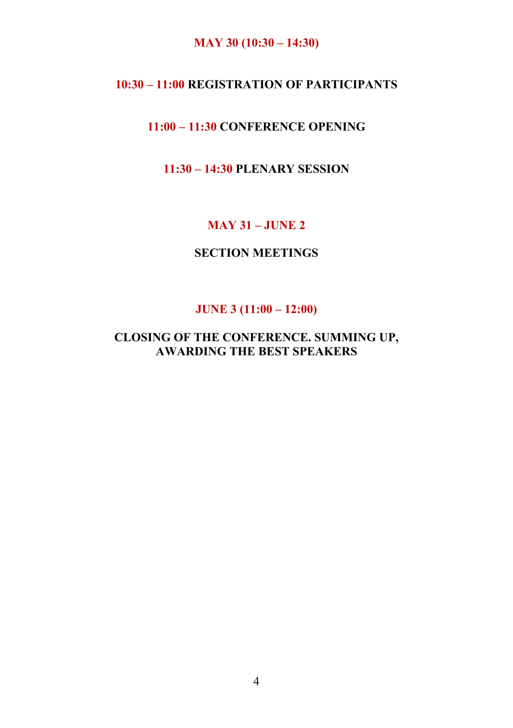**MAY 30 (10:30 – 14:30)**

**10:30 – 11:00 REGISTRATION OF PARTICIPANTS**

**11:00 – 11:30 CONFERENCE OPENING**

**11:30 – 14:30 PLENARY SESSION**

**MAY 31 – JUNE 2**

**SECTION MEETINGS**

**JUNE 3 (11:00 – 12:00)**

**CLOSING OF THE CONFERENCE. SUMMING UP, AWARDING THE BEST SPEAKERS**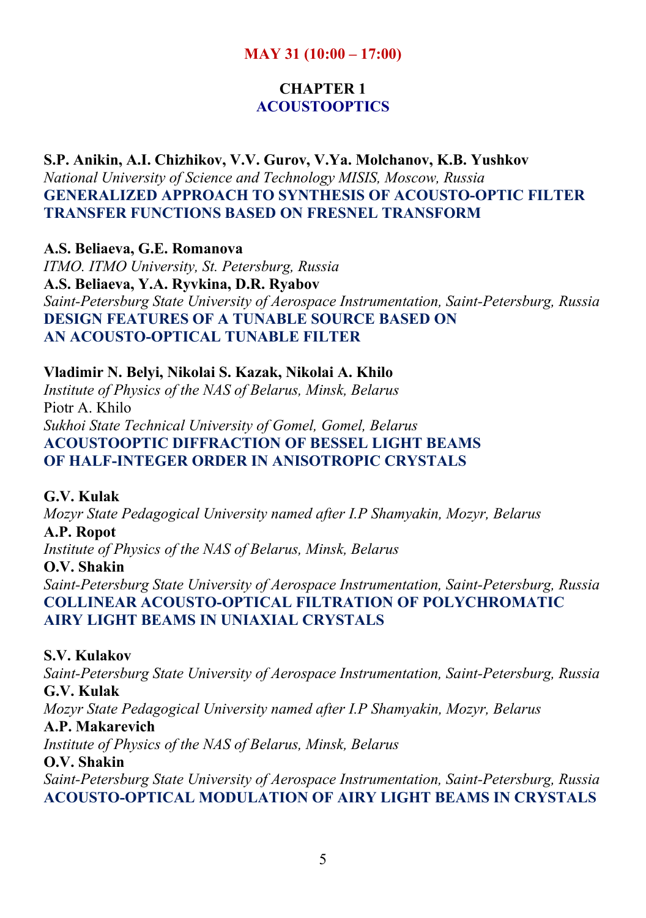**MAY 31 (10:00 – 17:00)**

## CHAPTER 1
## ACOUSTOOPTICS

**S.P. Anikin, A.I. Chizhikov, V.V. Gurov, V.Ya. Molchanov, K.B. Yushkov**
*National University of Science and Technology MISIS, Moscow, Russia*
**GENERALIZED APPROACH TO SYNTHESIS OF ACOUSTO-OPTIC FILTER TRANSFER FUNCTIONS BASED ON FRESNEL TRANSFORM**

**A.S. Beliaeva, G.E. Romanova**
*ITMO. ITMO University, St. Petersburg, Russia*
**A.S. Beliaeva, Y.A. Ryvkina, D.R. Ryabov**
*Saint-Petersburg State University of Aerospace Instrumentation, Saint-Petersburg, Russia*
**DESIGN FEATURES OF A TUNABLE SOURCE BASED ON AN ACOUSTO-OPTICAL TUNABLE FILTER**

**Vladimir N. Belyi, Nikolai S. Kazak, Nikolai A. Khilo**
*Institute of Physics of the NAS of Belarus, Minsk, Belarus*
Piotr A. Khilo
*Sukhoi State Technical University of Gomel, Gomel, Belarus*
**ACOUSTOOPTIC DIFFRACTION OF BESSEL LIGHT BEAMS OF HALF-INTEGER ORDER IN ANISOTROPIC CRYSTALS**

**G.V. Kulak**
*Mozyr State Pedagogical University named after I.P Shamyakin, Mozyr, Belarus*
**A.P. Ropot**
*Institute of Physics of the NAS of Belarus, Minsk, Belarus*
**O.V. Shakin**
*Saint-Petersburg State University of Aerospace Instrumentation, Saint-Petersburg, Russia*
**COLLINEAR ACOUSTO-OPTICAL FILTRATION OF POLYCHROMATIC AIRY LIGHT BEAMS IN UNIAXIAL CRYSTALS**

**S.V. Kulakov**
*Saint-Petersburg State University of Aerospace Instrumentation, Saint-Petersburg, Russia*
**G.V. Kulak**
*Mozyr State Pedagogical University named after I.P Shamyakin, Mozyr, Belarus*
**A.P. Makarevich**
*Institute of Physics of the NAS of Belarus, Minsk, Belarus*
**O.V. Shakin**
*Saint-Petersburg State University of Aerospace Instrumentation, Saint-Petersburg, Russia*
**ACOUSTO-OPTICAL MODULATION OF AIRY LIGHT BEAMS IN CRYSTALS**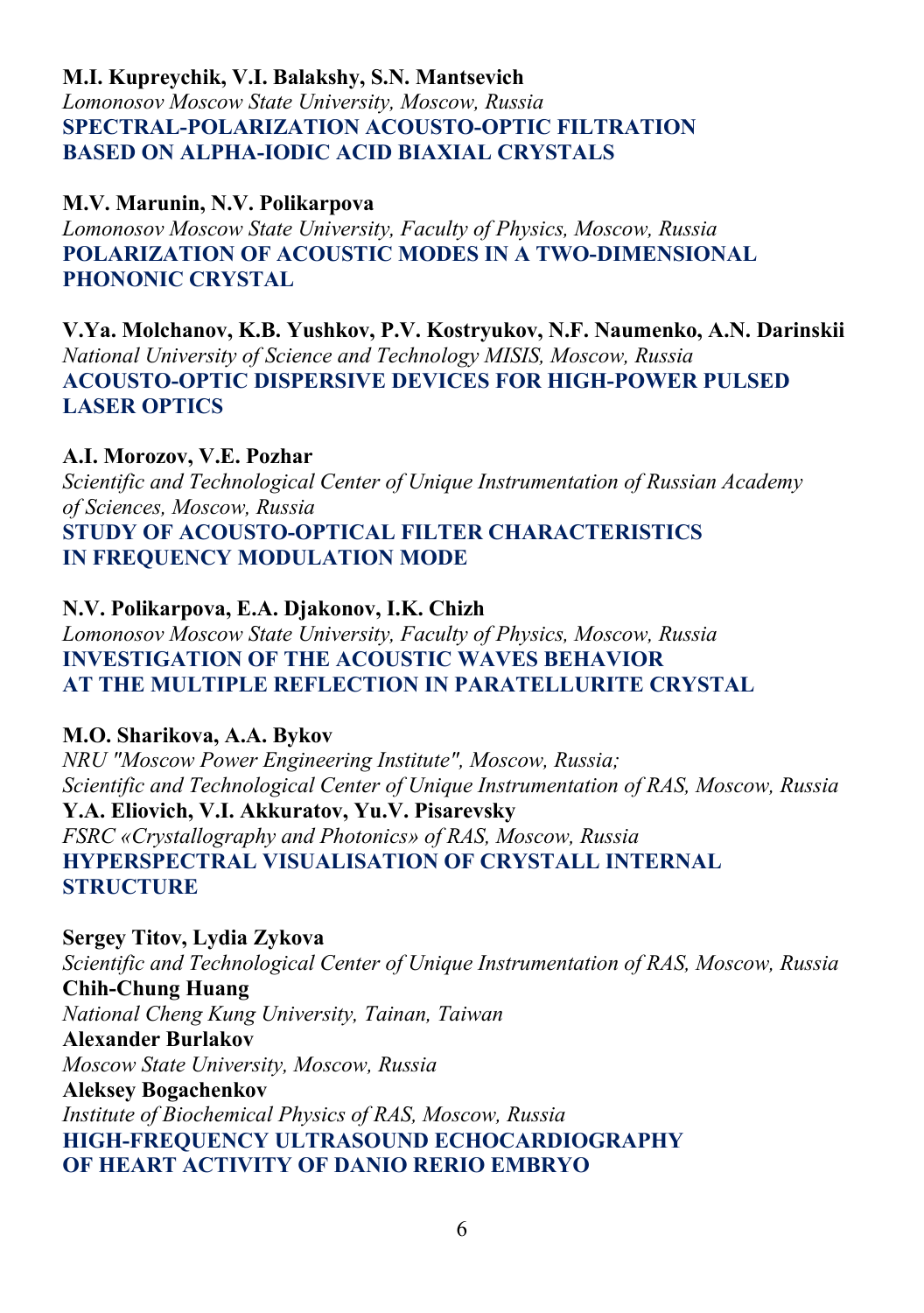**M.I. Kupreychik, V.I. Balakshy, S.N. Mantsevich**
*Lomonosov Moscow State University, Moscow, Russia*
**SPECTRAL-POLARIZATION ACOUSTO-OPTIC FILTRATION BASED ON ALPHA-IODIC ACID BIAXIAL CRYSTALS**

**M.V. Marunin, N.V. Polikarpova**
*Lomonosov Moscow State University, Faculty of Physics, Moscow, Russia*
**POLARIZATION OF ACOUSTIC MODES IN A TWO-DIMENSIONAL PHONONIC CRYSTAL**

**V.Ya. Molchanov, K.B. Yushkov, P.V. Kostryukov, N.F. Naumenko, A.N. Darinskii**
*National University of Science and Technology MISIS, Moscow, Russia*
**ACOUSTO-OPTIC DISPERSIVE DEVICES FOR HIGH-POWER PULSED LASER OPTICS**

**A.I. Morozov, V.E. Pozhar**
*Scientific and Technological Center of Unique Instrumentation of Russian Academy of Sciences, Moscow, Russia*
**STUDY OF ACOUSTO-OPTICAL FILTER CHARACTERISTICS IN FREQUENCY MODULATION MODE**

**N.V. Polikarpova, E.A. Djakonov, I.K. Chizh**
*Lomonosov Moscow State University, Faculty of Physics, Moscow, Russia*
**INVESTIGATION OF THE ACOUSTIC WAVES BEHAVIOR AT THE MULTIPLE REFLECTION IN PARATELLURITE CRYSTAL**

**M.O. Sharikova, A.A. Bykov**
*NRU "Moscow Power Engineering Institute", Moscow, Russia;*
*Scientific and Technological Center of Unique Instrumentation of RAS, Moscow, Russia*
**Y.A. Eliovich, V.I. Akkuratov, Yu.V. Pisarevsky**
*FSRC «Crystallography and Photonics» of RAS, Moscow, Russia*
**HYPERSPECTRAL VISUALISATION OF CRYSTALL INTERNAL STRUCTURE**

**Sergey Titov, Lydia Zykova**
*Scientific and Technological Center of Unique Instrumentation of RAS, Moscow, Russia*
**Chih-Chung Huang**
*National Cheng Kung University, Tainan, Taiwan*
**Alexander Burlakov**
*Moscow State University, Moscow, Russia*
**Aleksey Bogachenkov**
*Institute of Biochemical Physics of RAS, Moscow, Russia*
**HIGH-FREQUENCY ULTRASOUND ECHOCARDIOGRAPHY OF HEART ACTIVITY OF DANIO RERIO EMBRYO**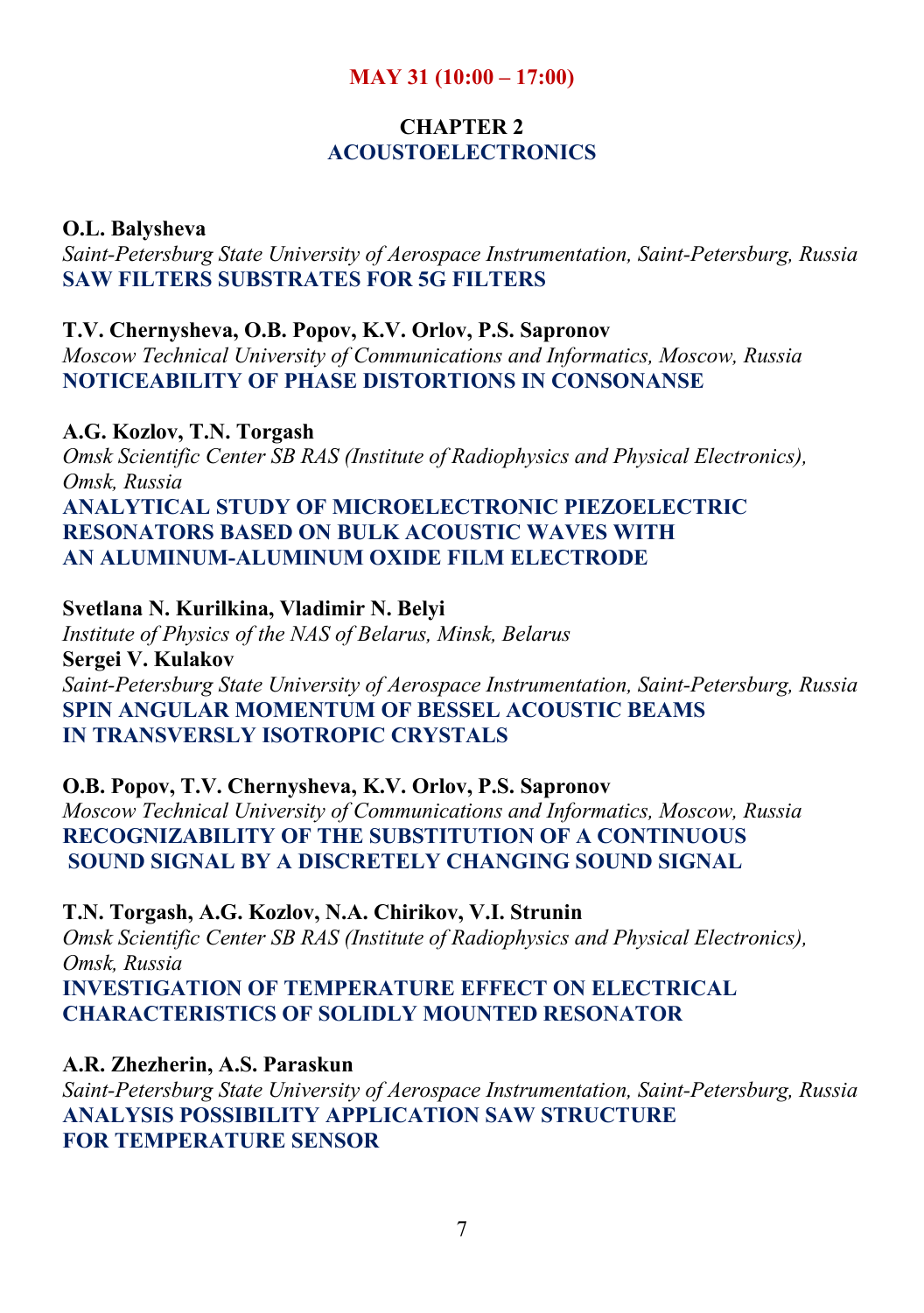**MAY 31 (10:00 – 17:00)**

## CHAPTER 2
## ACOUSTOELECTRONICS

**O.L. Balysheva**
*Saint-Petersburg State University of Aerospace Instrumentation, Saint-Petersburg, Russia*
**SAW FILTERS SUBSTRATES FOR 5G FILTERS**

**T.V. Chernysheva, O.B. Popov, K.V. Orlov, P.S. Sapronov**
*Moscow Technical University of Communications and Informatics, Moscow, Russia*
**NOTICEABILITY OF PHASE DISTORTIONS IN CONSONANSE**

**A.G. Kozlov, T.N. Torgash**
*Omsk Scientific Center SB RAS (Institute of Radiophysics and Physical Electronics), Omsk, Russia*
**ANALYTICAL STUDY OF MICROELECTRONIC PIEZOELECTRIC RESONATORS BASED ON BULK ACOUSTIC WAVES WITH AN ALUMINUM-ALUMINUM OXIDE FILM ELECTRODE**

**Svetlana N. Kurilkina, Vladimir N. Belyi**
*Institute of Physics of the NAS of Belarus, Minsk, Belarus*
**Sergei V. Kulakov**
*Saint-Petersburg State University of Aerospace Instrumentation, Saint-Petersburg, Russia*
**SPIN ANGULAR MOMENTUM OF BESSEL ACOUSTIC BEAMS IN TRANSVERSLY ISOTROPIC CRYSTALS**

**O.B. Popov, T.V. Chernysheva, K.V. Orlov, P.S. Sapronov**
*Moscow Technical University of Communications and Informatics, Moscow, Russia*
**RECOGNIZABILITY OF THE SUBSTITUTION OF A CONTINUOUS SOUND SIGNAL BY A DISCRETELY CHANGING SOUND SIGNAL**

**T.N. Torgash, A.G. Kozlov, N.A. Chirikov, V.I. Strunin**
*Omsk Scientific Center SB RAS (Institute of Radiophysics and Physical Electronics), Omsk, Russia*
**INVESTIGATION OF TEMPERATURE EFFECT ON ELECTRICAL CHARACTERISTICS OF SOLIDLY MOUNTED RESONATOR**

**A.R. Zhezherin, A.S. Paraskun**
*Saint-Petersburg State University of Aerospace Instrumentation, Saint-Petersburg, Russia*
**ANALYSIS POSSIBILITY APPLICATION SAW STRUCTURE FOR TEMPERATURE SENSOR**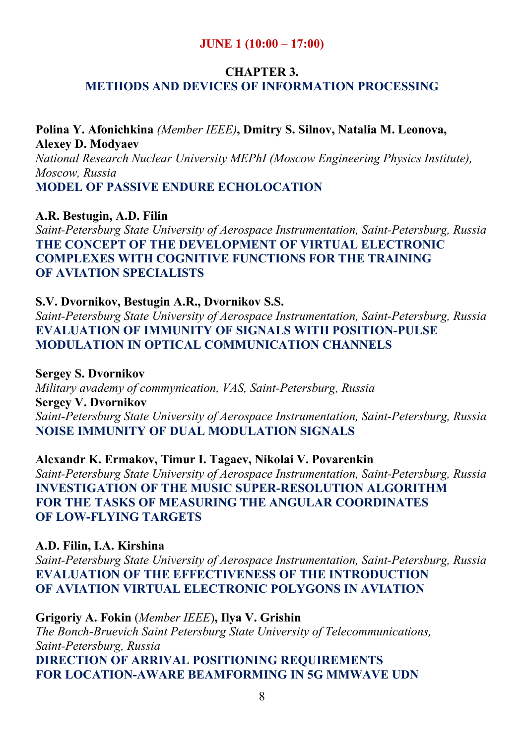**JUNE 1 (10:00 – 17:00)**

## CHAPTER 3.
## METHODS AND DEVICES OF INFORMATION PROCESSING

**Polina Y. Afonichkina** *(Member IEEE)*, **Dmitry S. Silnov, Natalia M. Leonova, Alexey D. Modyaev**
*National Research Nuclear University MEPhI (Moscow Engineering Physics Institute), Moscow, Russia*
**MODEL OF PASSIVE ENDURE ECHOLOCATION**

**A.R. Bestugin, A.D. Filin**
*Saint-Petersburg State University of Aerospace Instrumentation, Saint-Petersburg, Russia*
**THE CONCEPT OF THE DEVELOPMENT OF VIRTUAL ELECTRONIC COMPLEXES WITH COGNITIVE FUNCTIONS FOR THE TRAINING OF AVIATION SPECIALISTS**

**S.V. Dvornikov, Bestugin A.R., Dvornikov S.S.**
*Saint-Petersburg State University of Aerospace Instrumentation, Saint-Petersburg, Russia*
**EVALUATION OF IMMUNITY OF SIGNALS WITH POSITION-PULSE MODULATION IN OPTICAL COMMUNICATION CHANNELS**

**Sergey S. Dvornikov**
*Military avademy of commynication, VAS, Saint-Petersburg, Russia*
**Sergey V. Dvornikov**
*Saint-Petersburg State University of Aerospace Instrumentation, Saint-Petersburg, Russia*
**NOISE IMMUNITY OF DUAL MODULATION SIGNALS**

**Alexandr K. Ermakov, Timur I. Tagaev, Nikolai V. Povarenkin**
*Saint-Petersburg State University of Aerospace Instrumentation, Saint-Petersburg, Russia*
**INVESTIGATION OF THE MUSIC SUPER-RESOLUTION ALGORITHM FOR THE TASKS OF MEASURING THE ANGULAR COORDINATES OF LOW-FLYING TARGETS**

**A.D. Filin, I.A. Kirshina**
*Saint-Petersburg State University of Aerospace Instrumentation, Saint-Petersburg, Russia*
**EVALUATION OF THE EFFECTIVENESS OF THE INTRODUCTION OF AVIATION VIRTUAL ELECTRONIC POLYGONS IN AVIATION**

**Grigoriy A. Fokin** (*Member IEEE*), **Ilya V. Grishin**
*The Bonch-Bruevich Saint Petersburg State University of Telecommunications, Saint-Petersburg, Russia*
**DIRECTION OF ARRIVAL POSITIONING REQUIREMENTS FOR LOCATION-AWARE BEAMFORMING IN 5G MMWAVE UDN**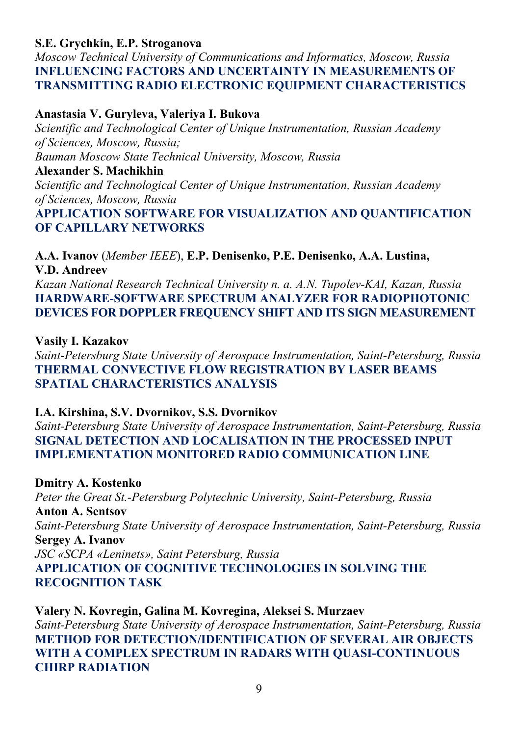**S.E. Grychkin, E.P. Stroganova**
*Moscow Technical University of Communications and Informatics, Moscow, Russia*
**INFLUENCING FACTORS AND UNCERTAINTY IN MEASUREMENTS OF TRANSMITTING RADIO ELECTRONIC EQUIPMENT CHARACTERISTICS**

**Anastasia V. Guryleva, Valeriya I. Bukova**
*Scientific and Technological Center of Unique Instrumentation, Russian Academy of Sciences, Moscow, Russia;*
*Bauman Moscow State Technical University, Moscow, Russia*
**Alexander S. Machikhin**
*Scientific and Technological Center of Unique Instrumentation, Russian Academy of Sciences, Moscow, Russia*
**APPLICATION SOFTWARE FOR VISUALIZATION AND QUANTIFICATION OF CAPILLARY NETWORKS**

**A.A. Ivanov** (*Member IEEE*), **E.P. Denisenko, P.E. Denisenko, A.A. Lustina, V.D. Andreev**
*Kazan National Research Technical University n. a. A.N. Tupolev-KAI, Kazan, Russia*
**HARDWARE-SOFTWARE SPECTRUM ANALYZER FOR RADIOPHOTONIC DEVICES FOR DOPPLER FREQUENCY SHIFT AND ITS SIGN MEASUREMENT**

**Vasily I. Kazakov**
*Saint-Petersburg State University of Aerospace Instrumentation, Saint-Petersburg, Russia*
**THERMAL CONVECTIVE FLOW REGISTRATION BY LASER BEAMS SPATIAL CHARACTERISTICS ANALYSIS**

**I.A. Kirshina, S.V. Dvornikov, S.S. Dvornikov**
*Saint-Petersburg State University of Aerospace Instrumentation, Saint-Petersburg, Russia*
**SIGNAL DETECTION AND LOCALISATION IN THE PROCESSED INPUT IMPLEMENTATION MONITORED RADIO COMMUNICATION LINE**

**Dmitry A. Kostenko**
*Peter the Great St.-Petersburg Polytechnic University, Saint-Petersburg, Russia*
**Anton A. Sentsov**
*Saint-Petersburg State University of Aerospace Instrumentation, Saint-Petersburg, Russia*
**Sergey A. Ivanov**
*JSC «SCPA «Leninets», Saint Petersburg, Russia*
**APPLICATION OF COGNITIVE TECHNOLOGIES IN SOLVING THE RECOGNITION TASK**

**Valery N. Kovregin, Galina M. Kovregina, Aleksei S. Murzaev**
*Saint-Petersburg State University of Aerospace Instrumentation, Saint-Petersburg, Russia*
**METHOD FOR DETECTION/IDENTIFICATION OF SEVERAL AIR OBJECTS WITH A COMPLEX SPECTRUM IN RADARS WITH QUASI-CONTINUOUS CHIRP RADIATION**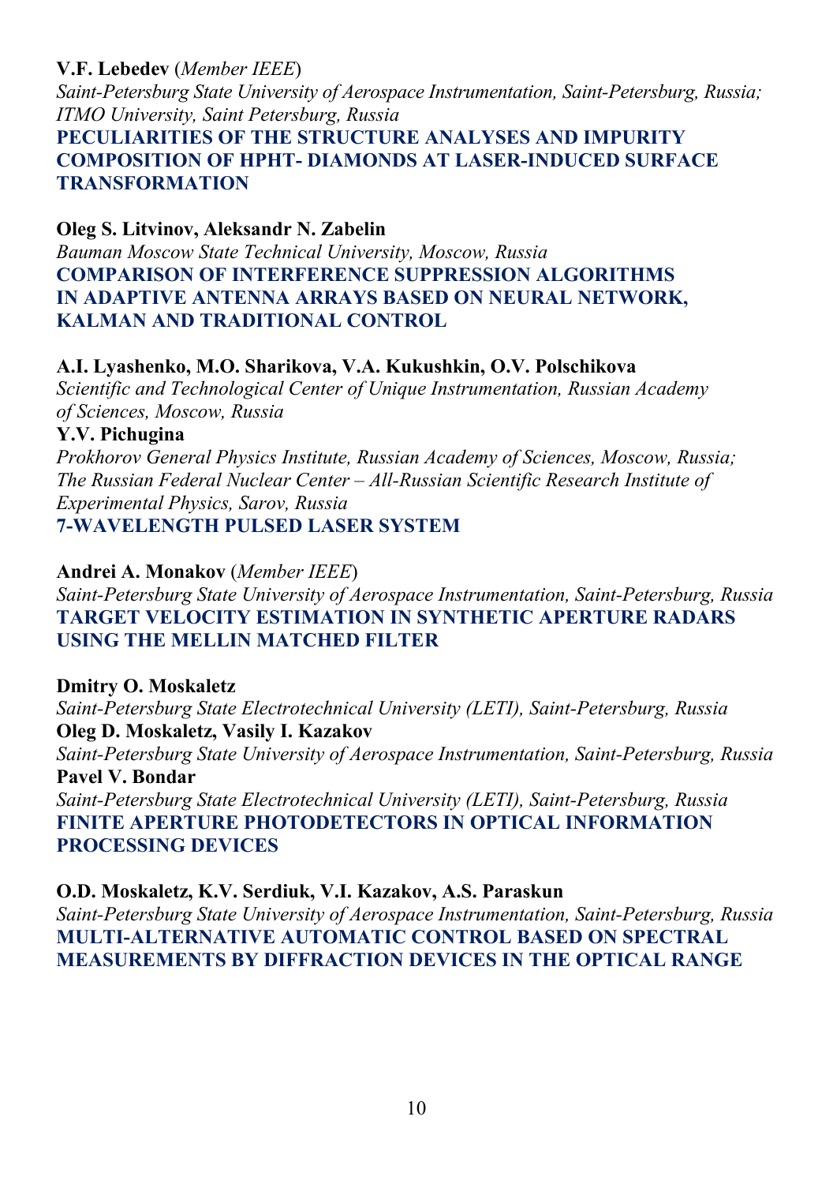**V.F. Lebedev** (*Member IEEE*)
*Saint-Petersburg State University of Aerospace Instrumentation, Saint-Petersburg, Russia; ITMO University, Saint Petersburg, Russia*
**PECULIARITIES OF THE STRUCTURE ANALYSES AND IMPURITY COMPOSITION OF HPHT- DIAMONDS AT LASER-INDUCED SURFACE TRANSFORMATION**

**Oleg S. Litvinov, Aleksandr N. Zabelin**
*Bauman Moscow State Technical University, Moscow, Russia*
**COMPARISON OF INTERFERENCE SUPPRESSION ALGORITHMS IN ADAPTIVE ANTENNA ARRAYS BASED ON NEURAL NETWORK, KALMAN AND TRADITIONAL CONTROL**

**A.I. Lyashenko, M.O. Sharikova, V.A. Kukushkin, O.V. Polschikova**
*Scientific and Technological Center of Unique Instrumentation, Russian Academy of Sciences, Moscow, Russia*
**Y.V. Pichugina**
*Prokhorov General Physics Institute, Russian Academy of Sciences, Moscow, Russia; The Russian Federal Nuclear Center – All-Russian Scientific Research Institute of Experimental Physics, Sarov, Russia*
**7-WAVELENGTH PULSED LASER SYSTEM**

**Andrei A. Monakov** (*Member IEEE*)
*Saint-Petersburg State University of Aerospace Instrumentation, Saint-Petersburg, Russia*
**TARGET VELOCITY ESTIMATION IN SYNTHETIC APERTURE RADARS USING THE MELLIN MATCHED FILTER**

**Dmitry O. Moskaletz**
*Saint-Petersburg State Electrotechnical University (LETI), Saint-Petersburg, Russia*
**Oleg D. Moskaletz, Vasily I. Kazakov**
*Saint-Petersburg State University of Aerospace Instrumentation, Saint-Petersburg, Russia*
**Pavel V. Bondar**
*Saint-Petersburg State Electrotechnical University (LETI), Saint-Petersburg, Russia*
**FINITE APERTURE PHOTODETECTORS IN OPTICAL INFORMATION PROCESSING DEVICES**

**O.D. Moskaletz, K.V. Serdiuk, V.I. Kazakov, A.S. Paraskun**
*Saint-Petersburg State University of Aerospace Instrumentation, Saint-Petersburg, Russia*
**MULTI-ALTERNATIVE AUTOMATIC CONTROL BASED ON SPECTRAL MEASUREMENTS BY DIFFRACTION DEVICES IN THE OPTICAL RANGE**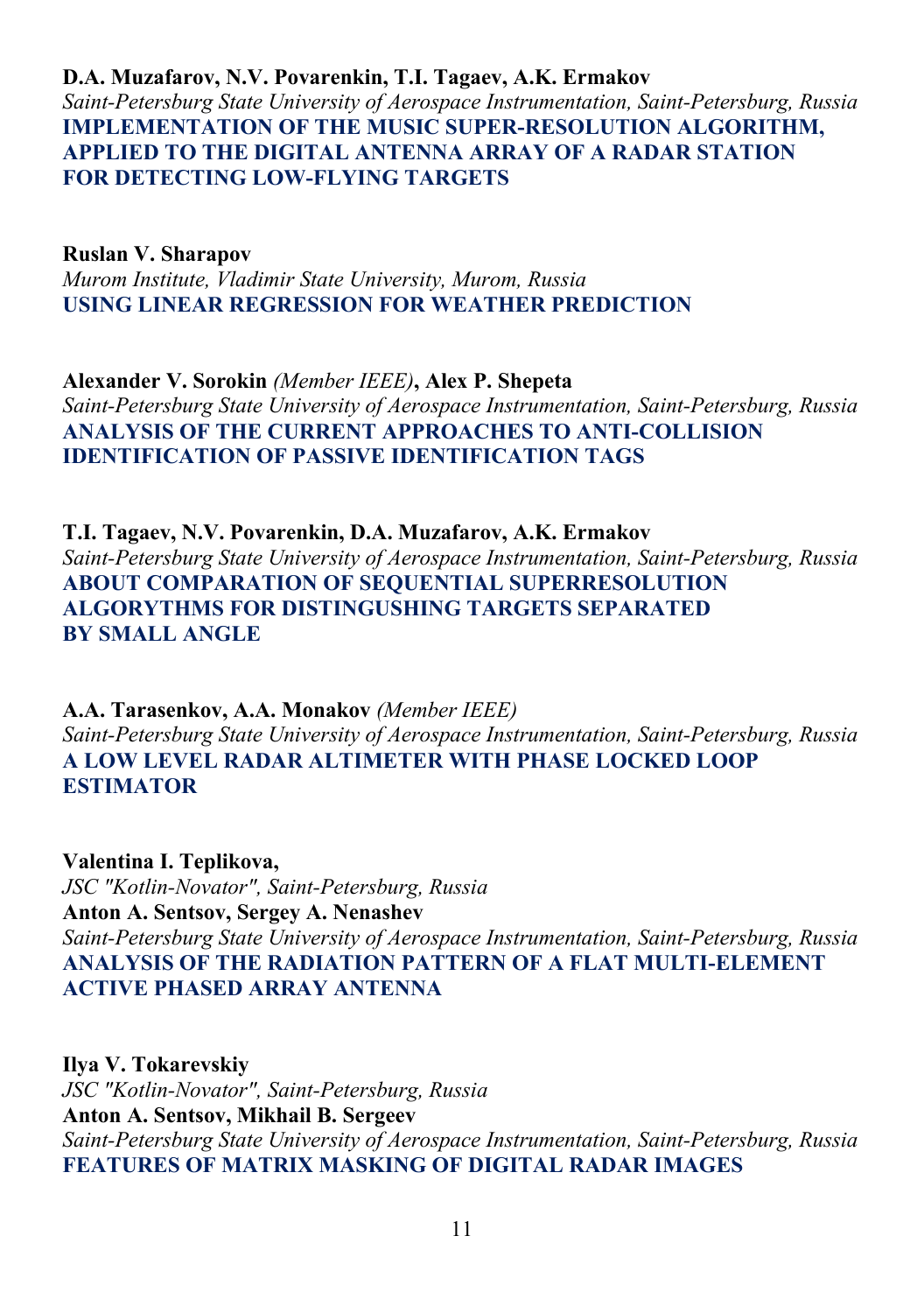**D.A. Muzafarov, N.V. Povarenkin, T.I. Tagaev, A.K. Ermakov**
*Saint-Petersburg State University of Aerospace Instrumentation, Saint-Petersburg, Russia*
**IMPLEMENTATION OF THE MUSIC SUPER-RESOLUTION ALGORITHM, APPLIED TO THE DIGITAL ANTENNA ARRAY OF A RADAR STATION FOR DETECTING LOW-FLYING TARGETS**

**Ruslan V. Sharapov**
*Murom Institute, Vladimir State University, Murom, Russia*
**USING LINEAR REGRESSION FOR WEATHER PREDICTION**

**Alexander V. Sorokin** *(Member IEEE)*, **Alex P. Shepeta**
*Saint-Petersburg State University of Aerospace Instrumentation, Saint-Petersburg, Russia*
**ANALYSIS OF THE CURRENT APPROACHES TO ANTI-COLLISION IDENTIFICATION OF PASSIVE IDENTIFICATION TAGS**

**T.I. Tagaev, N.V. Povarenkin, D.A. Muzafarov, A.K. Ermakov**
*Saint-Petersburg State University of Aerospace Instrumentation, Saint-Petersburg, Russia*
**ABOUT COMPARATION OF SEQUENTIAL SUPERRESOLUTION ALGORYTHMS FOR DISTINGUSHING TARGETS SEPARATED BY SMALL ANGLE**

**A.A. Tarasenkov, A.A. Monakov** *(Member IEEE)*
*Saint-Petersburg State University of Aerospace Instrumentation, Saint-Petersburg, Russia*
**A LOW LEVEL RADAR ALTIMETER WITH PHASE LOCKED LOOP ESTIMATOR**

**Valentina I. Teplikova,**
*JSC "Kotlin-Novator", Saint-Petersburg, Russia*
**Anton A. Sentsov, Sergey A. Nenashev**
*Saint-Petersburg State University of Aerospace Instrumentation, Saint-Petersburg, Russia*
**ANALYSIS OF THE RADIATION PATTERN OF A FLAT MULTI-ELEMENT ACTIVE PHASED ARRAY ANTENNA**

**Ilya V. Tokarevskiy**
*JSC "Kotlin-Novator", Saint-Petersburg, Russia*
**Anton A. Sentsov, Mikhail B. Sergeev**
*Saint-Petersburg State University of Aerospace Instrumentation, Saint-Petersburg, Russia*
**FEATURES OF MATRIX MASKING OF DIGITAL RADAR IMAGES**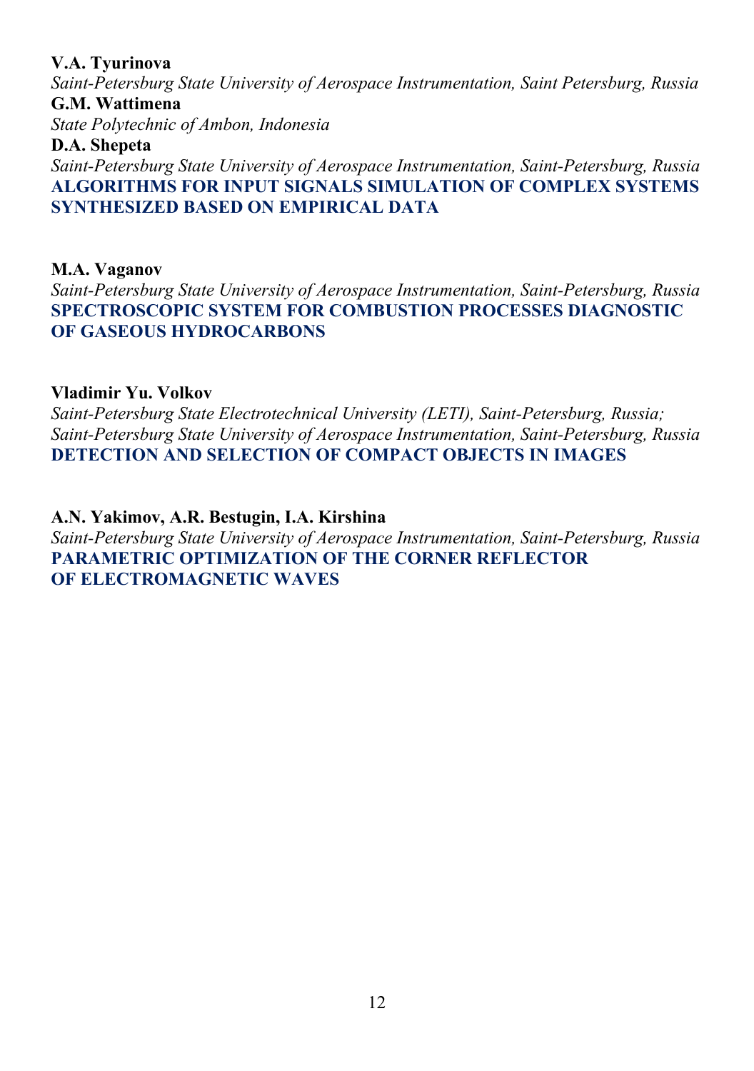**V.A. Tyurinova**
*Saint-Petersburg State University of Aerospace Instrumentation, Saint Petersburg, Russia*
**G.M. Wattimena**
*State Polytechnic of Ambon, Indonesia*
**D.A. Shepeta**
*Saint-Petersburg State University of Aerospace Instrumentation, Saint-Petersburg, Russia*
**ALGORITHMS FOR INPUT SIGNALS SIMULATION OF COMPLEX SYSTEMS SYNTHESIZED BASED ON EMPIRICAL DATA**

**M.A. Vaganov**
*Saint-Petersburg State University of Aerospace Instrumentation, Saint-Petersburg, Russia*
**SPECTROSCOPIC SYSTEM FOR COMBUSTION PROCESSES DIAGNOSTIC OF GASEOUS HYDROCARBONS**

**Vladimir Yu. Volkov**
*Saint-Petersburg State Electrotechnical University (LETI), Saint-Petersburg, Russia;*
*Saint-Petersburg State University of Aerospace Instrumentation, Saint-Petersburg, Russia*
**DETECTION AND SELECTION OF COMPACT OBJECTS IN IMAGES**

**A.N. Yakimov, A.R. Bestugin, I.A. Kirshina**
*Saint-Petersburg State University of Aerospace Instrumentation, Saint-Petersburg, Russia*
**PARAMETRIC OPTIMIZATION OF THE CORNER REFLECTOR OF ELECTROMAGNETIC WAVES**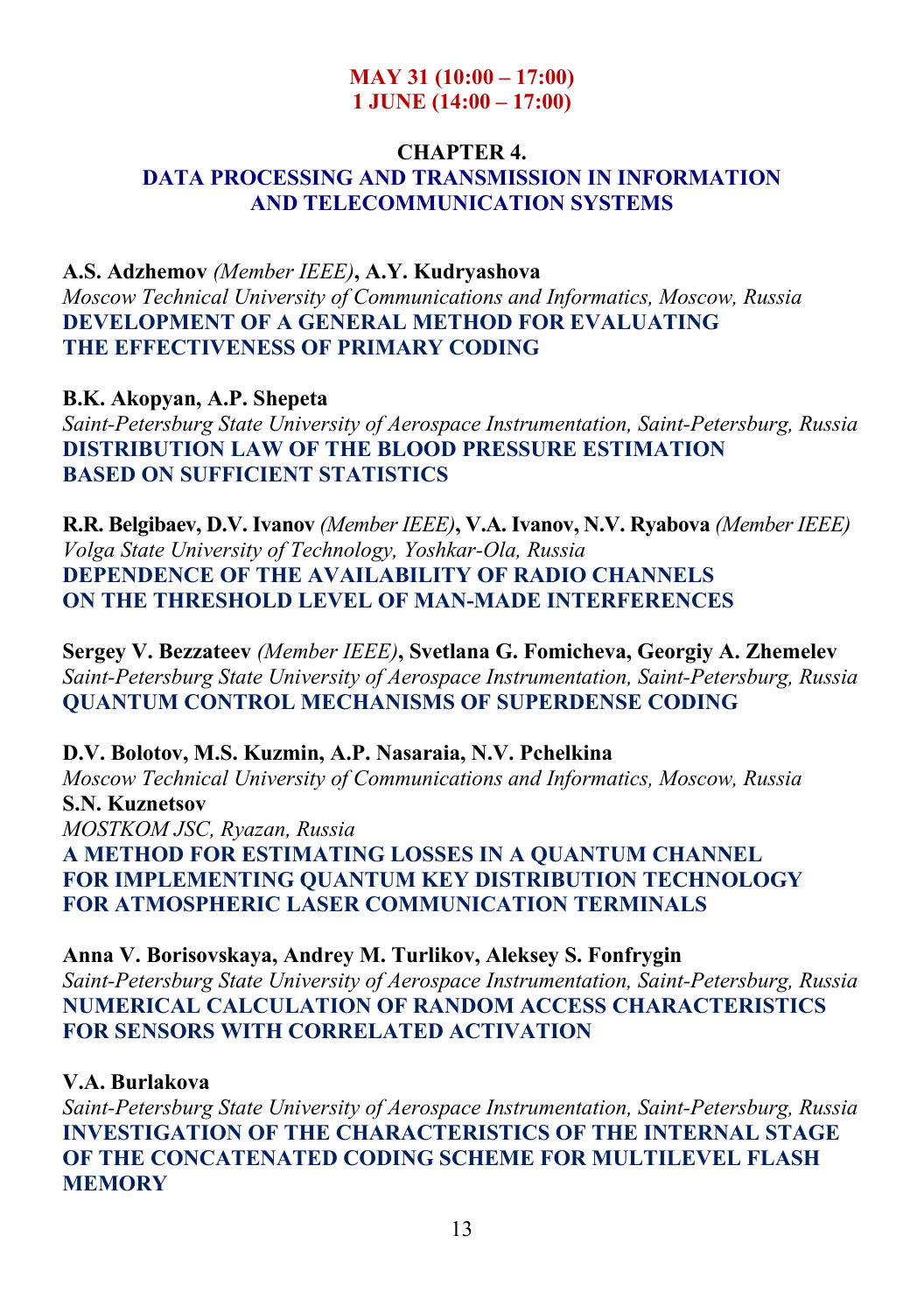**MAY 31 (10:00 – 17:00)**
**1 JUNE (14:00 – 17:00)**

## CHAPTER 4.
## DATA PROCESSING AND TRANSMISSION IN INFORMATION AND TELECOMMUNICATION SYSTEMS

**A.S. Adzhemov** *(Member IEEE)*, **A.Y. Kudryashova**
*Moscow Technical University of Communications and Informatics, Moscow, Russia*
**DEVELOPMENT OF A GENERAL METHOD FOR EVALUATING THE EFFECTIVENESS OF PRIMARY CODING**

**B.K. Akopyan, A.P. Shepeta**
*Saint-Petersburg State University of Aerospace Instrumentation, Saint-Petersburg, Russia*
**DISTRIBUTION LAW OF THE BLOOD PRESSURE ESTIMATION BASED ON SUFFICIENT STATISTICS**

**R.R. Belgibaev, D.V. Ivanov** *(Member IEEE)*, **V.A. Ivanov, N.V. Ryabova** *(Member IEEE)*
*Volga State University of Technology, Yoshkar-Ola, Russia*
**DEPENDENCE OF THE AVAILABILITY OF RADIO CHANNELS ON THE THRESHOLD LEVEL OF MAN-MADE INTERFERENCES**

**Sergey V. Bezzateev** *(Member IEEE)*, **Svetlana G. Fomicheva, Georgiy A. Zhemelev**
*Saint-Petersburg State University of Aerospace Instrumentation, Saint-Petersburg, Russia*
**QUANTUM CONTROL MECHANISMS OF SUPERDENSE CODING**

**D.V. Bolotov, M.S. Kuzmin, A.P. Nasaraia, N.V. Pchelkina**
*Moscow Technical University of Communications and Informatics, Moscow, Russia*
**S.N. Kuznetsov**
*MOSTKOM JSC, Ryazan, Russia*
**A METHOD FOR ESTIMATING LOSSES IN A QUANTUM CHANNEL FOR IMPLEMENTING QUANTUM KEY DISTRIBUTION TECHNOLOGY FOR ATMOSPHERIC LASER COMMUNICATION TERMINALS**

**Anna V. Borisovskaya, Andrey M. Turlikov, Aleksey S. Fonfrygin**
*Saint-Petersburg State University of Aerospace Instrumentation, Saint-Petersburg, Russia*
**NUMERICAL CALCULATION OF RANDOM ACCESS CHARACTERISTICS FOR SENSORS WITH CORRELATED ACTIVATION**

**V.A. Burlakova**
*Saint-Petersburg State University of Aerospace Instrumentation, Saint-Petersburg, Russia*
**INVESTIGATION OF THE CHARACTERISTICS OF THE INTERNAL STAGE OF THE CONCATENATED CODING SCHEME FOR MULTILEVEL FLASH MEMORY**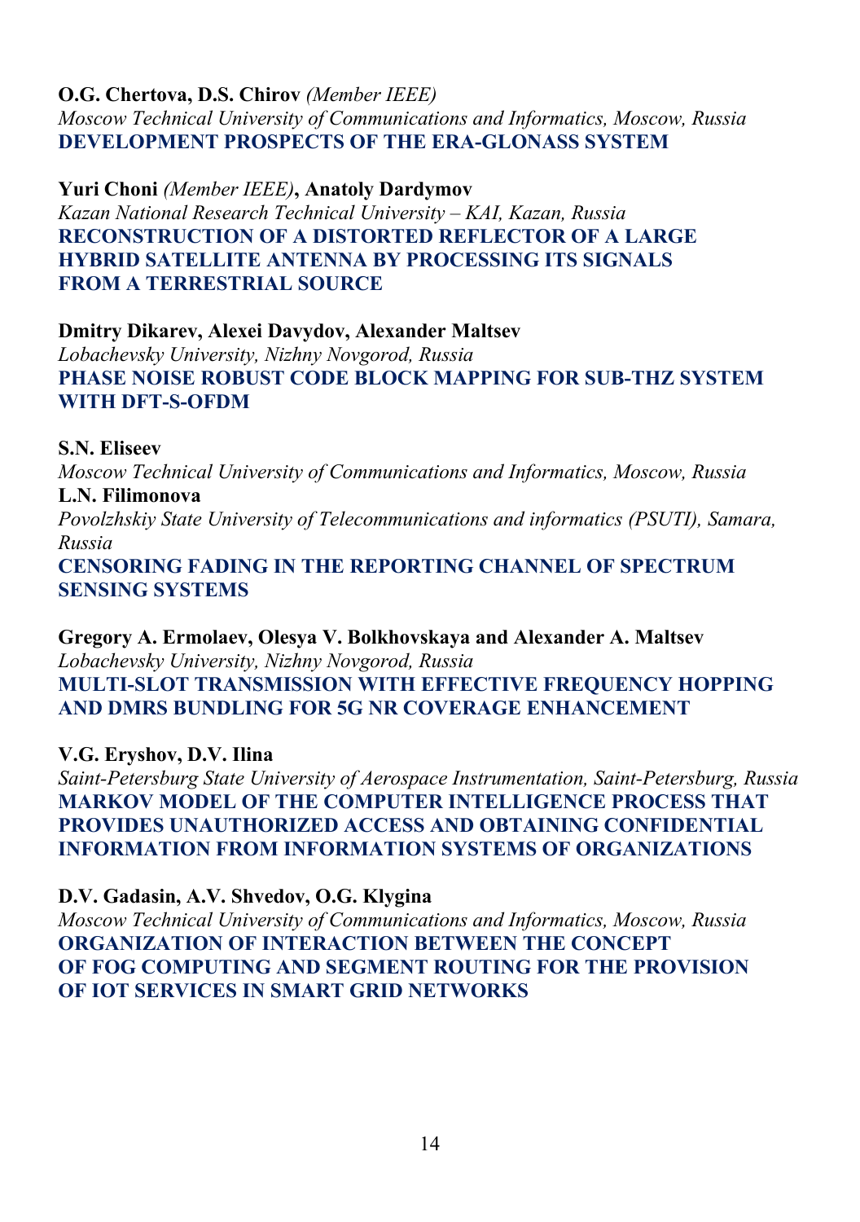**O.G. Chertova, D.S. Chirov** *(Member IEEE)*
*Moscow Technical University of Communications and Informatics, Moscow, Russia*
**DEVELOPMENT PROSPECTS OF THE ERA-GLONASS SYSTEM**

**Yuri Choni** *(Member IEEE)***, Anatoly Dardymov**
*Kazan National Research Technical University – KAI, Kazan, Russia*
**RECONSTRUCTION OF A DISTORTED REFLECTOR OF A LARGE HYBRID SATELLITE ANTENNA BY PROCESSING ITS SIGNALS FROM A TERRESTRIAL SOURCE**

**Dmitry Dikarev, Alexei Davydov, Alexander Maltsev**
*Lobachevsky University, Nizhny Novgorod, Russia*
**PHASE NOISE ROBUST CODE BLOCK MAPPING FOR SUB-THZ SYSTEM WITH DFT-S-OFDM**

**S.N. Eliseev**
*Moscow Technical University of Communications and Informatics, Moscow, Russia*
**L.N. Filimonova**
*Povolzhskiy State University of Telecommunications and informatics (PSUTI), Samara, Russia*
**CENSORING FADING IN THE REPORTING CHANNEL OF SPECTRUM SENSING SYSTEMS**

**Gregory A. Ermolaev, Olesya V. Bolkhovskaya and Alexander A. Maltsev**
*Lobachevsky University, Nizhny Novgorod, Russia*
**MULTI-SLOT TRANSMISSION WITH EFFECTIVE FREQUENCY HOPPING AND DMRS BUNDLING FOR 5G NR COVERAGE ENHANCEMENT**

**V.G. Eryshov, D.V. Ilina**
*Saint-Petersburg State University of Aerospace Instrumentation, Saint-Petersburg, Russia*
**MARKOV MODEL OF THE COMPUTER INTELLIGENCE PROCESS THAT PROVIDES UNAUTHORIZED ACCESS AND OBTAINING CONFIDENTIAL INFORMATION FROM INFORMATION SYSTEMS OF ORGANIZATIONS**

**D.V. Gadasin, A.V. Shvedov, O.G. Klygina**
*Moscow Technical University of Communications and Informatics, Moscow, Russia*
**ORGANIZATION OF INTERACTION BETWEEN THE CONCEPT OF FOG COMPUTING AND SEGMENT ROUTING FOR THE PROVISION OF IOT SERVICES IN SMART GRID NETWORKS**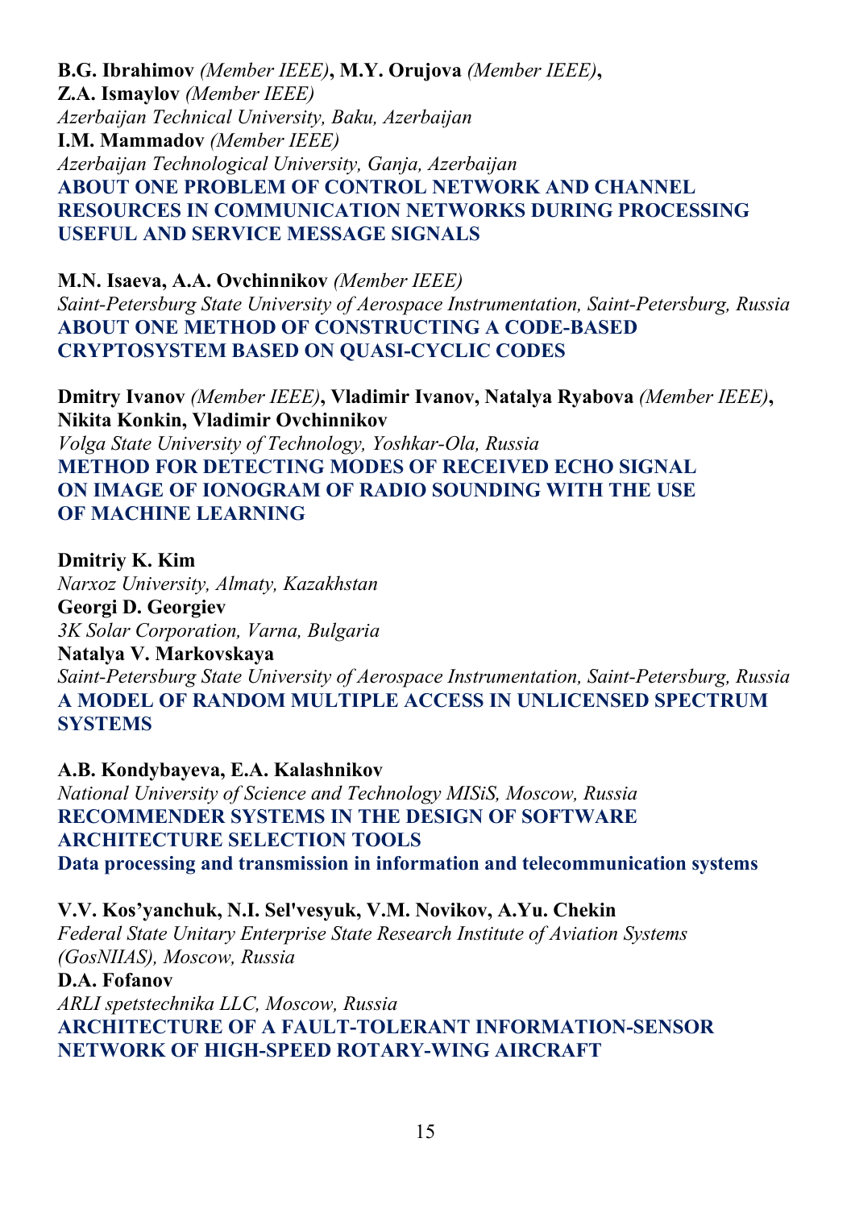**B.G. Ibrahimov** *(Member IEEE)*, **M.Y. Orujova** *(Member IEEE)*,
**Z.A. Ismaylov** *(Member IEEE)*
*Azerbaijan Technical University, Baku, Azerbaijan*
**I.M. Mammadov** *(Member IEEE)*
*Azerbaijan Technological University, Ganja, Azerbaijan*
**ABOUT ONE PROBLEM OF CONTROL NETWORK AND CHANNEL RESOURCES IN COMMUNICATION NETWORKS DURING PROCESSING USEFUL AND SERVICE MESSAGE SIGNALS**

**M.N. Isaeva, A.A. Ovchinnikov** *(Member IEEE)*
*Saint-Petersburg State University of Aerospace Instrumentation, Saint-Petersburg, Russia*
**ABOUT ONE METHOD OF CONSTRUCTING A CODE-BASED CRYPTOSYSTEM BASED ON QUASI-CYCLIC CODES**

**Dmitry Ivanov** *(Member IEEE)*, **Vladimir Ivanov, Natalya Ryabova** *(Member IEEE)*, **Nikita Konkin, Vladimir Ovchinnikov**
*Volga State University of Technology, Yoshkar-Ola, Russia*
**METHOD FOR DETECTING MODES OF RECEIVED ECHO SIGNAL ON IMAGE OF IONOGRAM OF RADIO SOUNDING WITH THE USE OF MACHINE LEARNING**

**Dmitriy K. Kim**
*Narxoz University, Almaty, Kazakhstan*
**Georgi D. Georgiev**
*3K Solar Corporation, Varna, Bulgaria*
**Natalya V. Markovskaya**
*Saint-Petersburg State University of Aerospace Instrumentation, Saint-Petersburg, Russia*
**A MODEL OF RANDOM MULTIPLE ACCESS IN UNLICENSED SPECTRUM SYSTEMS**

**A.B. Kondybayeva, E.A. Kalashnikov**
*National University of Science and Technology MISiS, Moscow, Russia*
**RECOMMENDER SYSTEMS IN THE DESIGN OF SOFTWARE ARCHITECTURE SELECTION TOOLS**
**Data processing and transmission in information and telecommunication systems**

**V.V. Kos'yanchuk, N.I. Sel'vesyuk, V.M. Novikov, A.Yu. Chekin**
*Federal State Unitary Enterprise State Research Institute of Aviation Systems (GosNIIAS), Moscow, Russia*
**D.A. Fofanov**
*ARLI spetstechnika LLC, Moscow, Russia*
**ARCHITECTURE OF A FAULT-TOLERANT INFORMATION-SENSOR NETWORK OF HIGH-SPEED ROTARY-WING AIRCRAFT**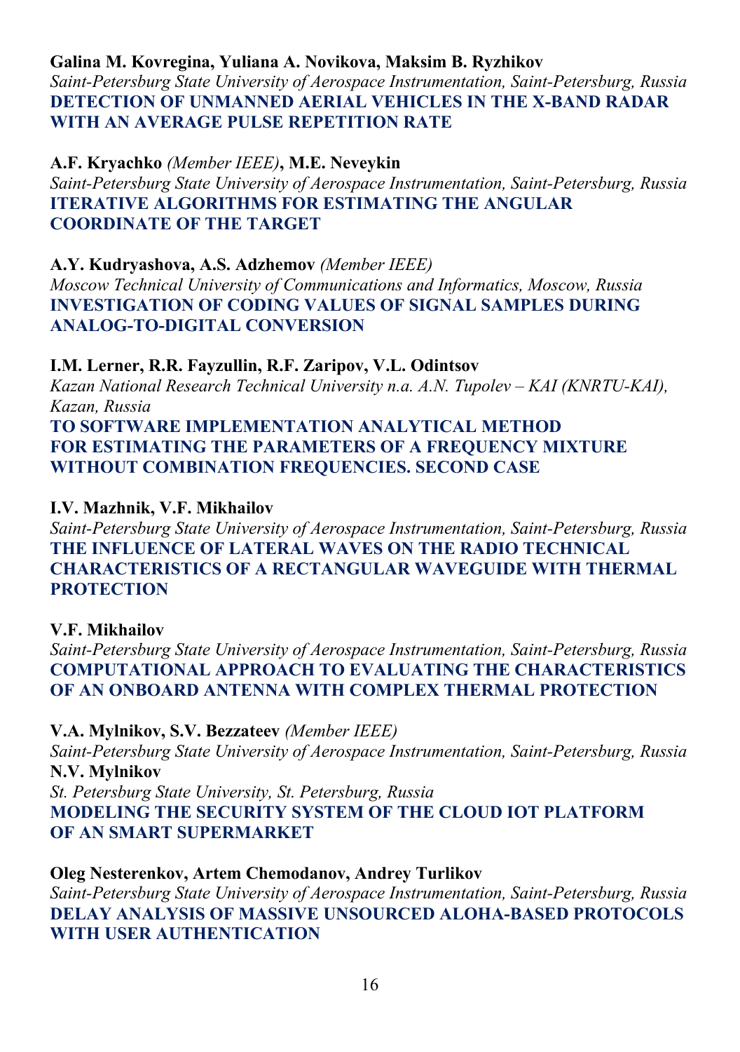**Galina M. Kovregina, Yuliana A. Novikova, Maksim B. Ryzhikov**
*Saint-Petersburg State University of Aerospace Instrumentation, Saint-Petersburg, Russia*
**DETECTION OF UNMANNED AERIAL VEHICLES IN THE X-BAND RADAR WITH AN AVERAGE PULSE REPETITION RATE**

**A.F. Kryachko** *(Member IEEE)***, M.E. Neveykin**
*Saint-Petersburg State University of Aerospace Instrumentation, Saint-Petersburg, Russia*
**ITERATIVE ALGORITHMS FOR ESTIMATING THE ANGULAR COORDINATE OF THE TARGET**

**A.Y. Kudryashova, A.S. Adzhemov** *(Member IEEE)*
*Moscow Technical University of Communications and Informatics, Moscow, Russia*
**INVESTIGATION OF CODING VALUES OF SIGNAL SAMPLES DURING ANALOG-TO-DIGITAL CONVERSION**

**I.M. Lerner, R.R. Fayzullin, R.F. Zaripov, V.L. Odintsov**
*Kazan National Research Technical University n.a. A.N. Tupolev – KAI (KNRTU-KAI), Kazan, Russia*
**TO SOFTWARE IMPLEMENTATION ANALYTICAL METHOD FOR ESTIMATING THE PARAMETERS OF A FREQUENCY MIXTURE WITHOUT COMBINATION FREQUENCIES. SECOND CASE**

**I.V. Mazhnik, V.F. Mikhailov**
*Saint-Petersburg State University of Aerospace Instrumentation, Saint-Petersburg, Russia*
**THE INFLUENCE OF LATERAL WAVES ON THE RADIO TECHNICAL CHARACTERISTICS OF A RECTANGULAR WAVEGUIDE WITH THERMAL PROTECTION**

**V.F. Mikhailov**
*Saint-Petersburg State University of Aerospace Instrumentation, Saint-Petersburg, Russia*
**COMPUTATIONAL APPROACH TO EVALUATING THE CHARACTERISTICS OF AN ONBOARD ANTENNA WITH COMPLEX THERMAL PROTECTION**

**V.A. Mylnikov, S.V. Bezzateev** *(Member IEEE)*
*Saint-Petersburg State University of Aerospace Instrumentation, Saint-Petersburg, Russia*
**N.V. Mylnikov**
*St. Petersburg State University, St. Petersburg, Russia*
**MODELING THE SECURITY SYSTEM OF THE CLOUD IOT PLATFORM OF AN SMART SUPERMARKET**

**Oleg Nesterenkov, Artem Chemodanov, Andrey Turlikov**
*Saint-Petersburg State University of Aerospace Instrumentation, Saint-Petersburg, Russia*
**DELAY ANALYSIS OF MASSIVE UNSOURCED ALOHA-BASED PROTOCOLS WITH USER AUTHENTICATION**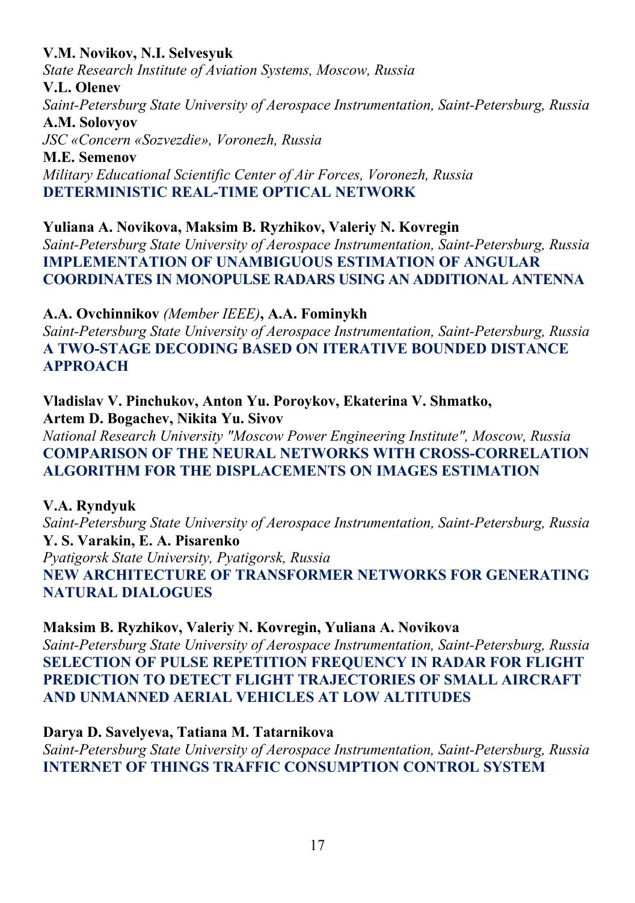**V.M. Novikov, N.I. Selvesyuk**
*State Research Institute of Aviation Systems, Moscow, Russia*
**V.L. Olenev**
*Saint-Petersburg State University of Aerospace Instrumentation, Saint-Petersburg, Russia*
**A.M. Solovyov**
*JSC «Concern «Sozvezdie», Voronezh, Russia*
**M.E. Semenov**
*Military Educational Scientific Center of Air Forces, Voronezh, Russia*
**DETERMINISTIC REAL-TIME OPTICAL NETWORK**

**Yuliana A. Novikova, Maksim B. Ryzhikov, Valeriy N. Kovregin**
*Saint-Petersburg State University of Aerospace Instrumentation, Saint-Petersburg, Russia*
**IMPLEMENTATION OF UNAMBIGUOUS ESTIMATION OF ANGULAR COORDINATES IN MONOPULSE RADARS USING AN ADDITIONAL ANTENNA**

**A.A. Ovchinnikov** *(Member IEEE)*, **A.A. Fominykh**
*Saint-Petersburg State University of Aerospace Instrumentation, Saint-Petersburg, Russia*
**A TWO-STAGE DECODING BASED ON ITERATIVE BOUNDED DISTANCE APPROACH**

**Vladislav V. Pinchukov, Anton Yu. Poroykov, Ekaterina V. Shmatko, Artem D. Bogachev, Nikita Yu. Sivov**
*National Research University "Moscow Power Engineering Institute", Moscow, Russia*
**COMPARISON OF THE NEURAL NETWORKS WITH CROSS-CORRELATION ALGORITHM FOR THE DISPLACEMENTS ON IMAGES ESTIMATION**

**V.A. Ryndyuk**
*Saint-Petersburg State University of Aerospace Instrumentation, Saint-Petersburg, Russia*
**Y. S. Varakin, E. A. Pisarenko**
*Pyatigorsk State University, Pyatigorsk, Russia*
**NEW ARCHITECTURE OF TRANSFORMER NETWORKS FOR GENERATING NATURAL DIALOGUES**

**Maksim B. Ryzhikov, Valeriy N. Kovregin, Yuliana A. Novikova**
*Saint-Petersburg State University of Aerospace Instrumentation, Saint-Petersburg, Russia*
**SELECTION OF PULSE REPETITION FREQUENCY IN RADAR FOR FLIGHT PREDICTION TO DETECT FLIGHT TRAJECTORIES OF SMALL AIRCRAFT AND UNMANNED AERIAL VEHICLES AT LOW ALTITUDES**

**Darya D. Savelyeva, Tatiana M. Tatarnikova**
*Saint-Petersburg State University of Aerospace Instrumentation, Saint-Petersburg, Russia*
**INTERNET OF THINGS TRAFFIC CONSUMPTION CONTROL SYSTEM**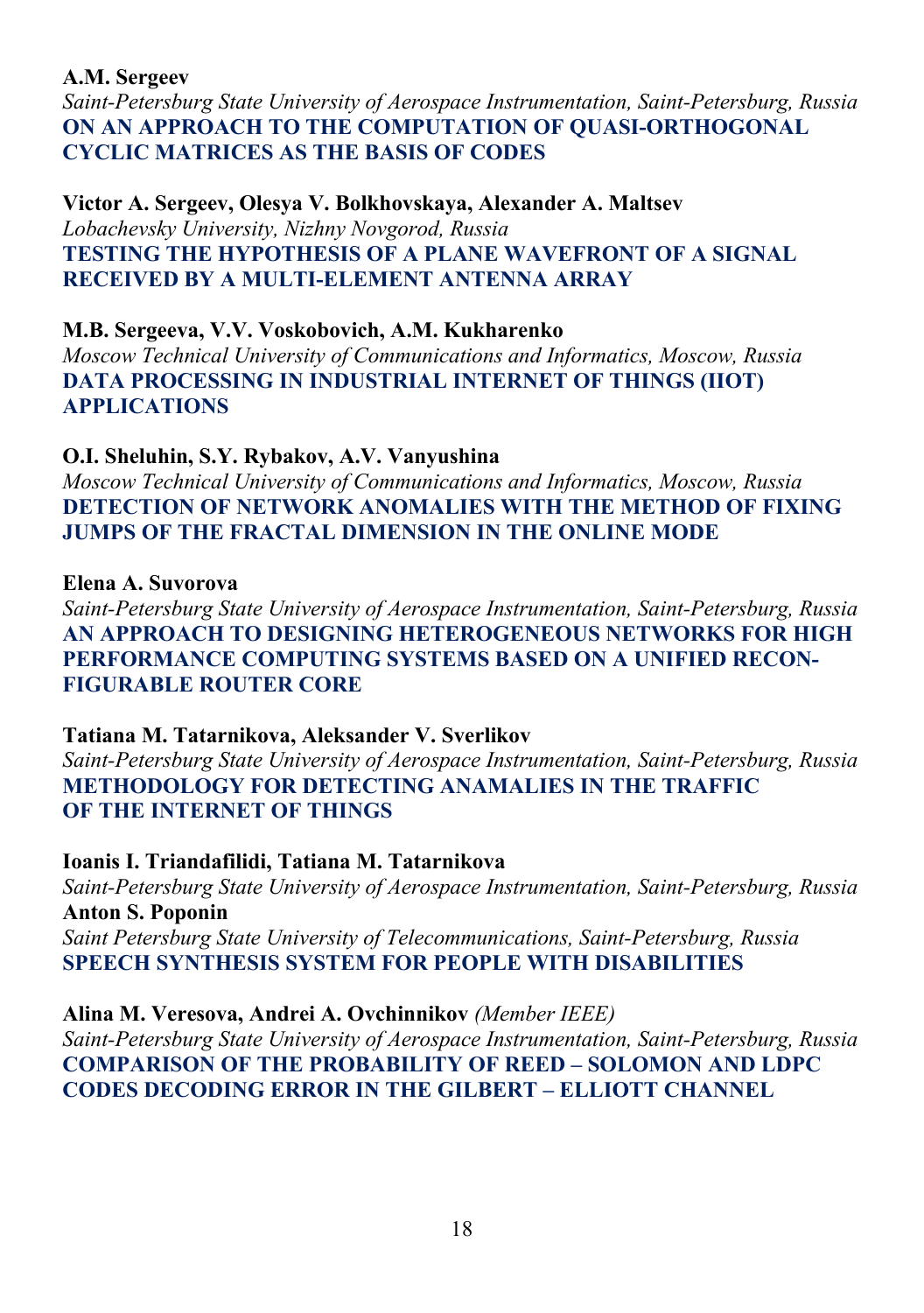**A.M. Sergeev**
*Saint-Petersburg State University of Aerospace Instrumentation, Saint-Petersburg, Russia*
**ON AN APPROACH TO THE COMPUTATION OF QUASI-ORTHOGONAL CYCLIC MATRICES AS THE BASIS OF CODES**

**Victor A. Sergeev, Olesya V. Bolkhovskaya, Alexander A. Maltsev**
*Lobachevsky University, Nizhny Novgorod, Russia*
**TESTING THE HYPOTHESIS OF A PLANE WAVEFRONT OF A SIGNAL RECEIVED BY A MULTI-ELEMENT ANTENNA ARRAY**

**M.B. Sergeeva, V.V. Voskobovich, A.M. Kukharenko**
*Moscow Technical University of Communications and Informatics, Moscow, Russia*
**DATA PROCESSING IN INDUSTRIAL INTERNET OF THINGS (IIOT) APPLICATIONS**

**O.I. Sheluhin, S.Y. Rybakov, A.V. Vanyushina**
*Moscow Technical University of Communications and Informatics, Moscow, Russia*
**DETECTION OF NETWORK ANOMALIES WITH THE METHOD OF FIXING JUMPS OF THE FRACTAL DIMENSION IN THE ONLINE MODE**

**Elena A. Suvorova**
*Saint-Petersburg State University of Aerospace Instrumentation, Saint-Petersburg, Russia*
**AN APPROACH TO DESIGNING HETEROGENEOUS NETWORKS FOR HIGH PERFORMANCE COMPUTING SYSTEMS BASED ON A UNIFIED RECONFIGURABLE ROUTER CORE**

**Tatiana M. Tatarnikova, Aleksander V. Sverlikov**
*Saint-Petersburg State University of Aerospace Instrumentation, Saint-Petersburg, Russia*
**METHODOLOGY FOR DETECTING ANAMALIES IN THE TRAFFIC OF THE INTERNET OF THINGS**

**Ioanis I. Triandafilidi, Tatiana M. Tatarnikova**
*Saint-Petersburg State University of Aerospace Instrumentation, Saint-Petersburg, Russia*
**Anton S. Poponin**
*Saint Petersburg State University of Telecommunications, Saint-Petersburg, Russia*
**SPEECH SYNTHESIS SYSTEM FOR PEOPLE WITH DISABILITIES**

**Alina M. Veresova, Andrei A. Ovchinnikov** *(Member IEEE)*
*Saint-Petersburg State University of Aerospace Instrumentation, Saint-Petersburg, Russia*
**COMPARISON OF THE PROBABILITY OF REED – SOLOMON AND LDPC CODES DECODING ERROR IN THE GILBERT – ELLIOTT CHANNEL**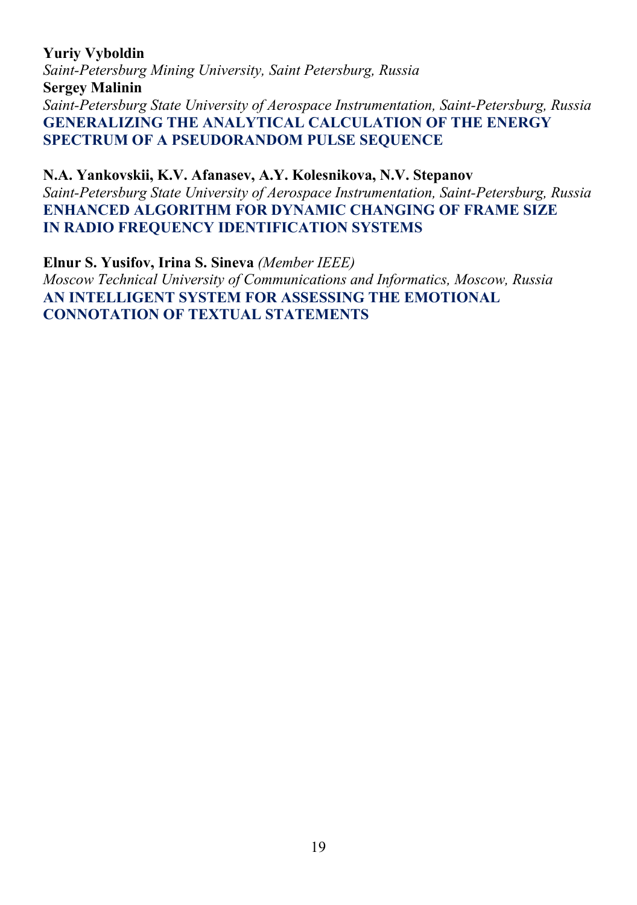**Yuriy Vyboldin**
*Saint-Petersburg Mining University, Saint Petersburg, Russia*
**Sergey Malinin**
*Saint-Petersburg State University of Aerospace Instrumentation, Saint-Petersburg, Russia*
**GENERALIZING THE ANALYTICAL CALCULATION OF THE ENERGY SPECTRUM OF A PSEUDORANDOM PULSE SEQUENCE**

**N.A. Yankovskii, K.V. Afanasev, A.Y. Kolesnikova, N.V. Stepanov**
*Saint-Petersburg State University of Aerospace Instrumentation, Saint-Petersburg, Russia*
**ENHANCED ALGORITHM FOR DYNAMIC CHANGING OF FRAME SIZE IN RADIO FREQUENCY IDENTIFICATION SYSTEMS**

**Elnur S. Yusifov, Irina S. Sineva** *(Member IEEE)*
*Moscow Technical University of Communications and Informatics, Moscow, Russia*
**AN INTELLIGENT SYSTEM FOR ASSESSING THE EMOTIONAL CONNOTATION OF TEXTUAL STATEMENTS**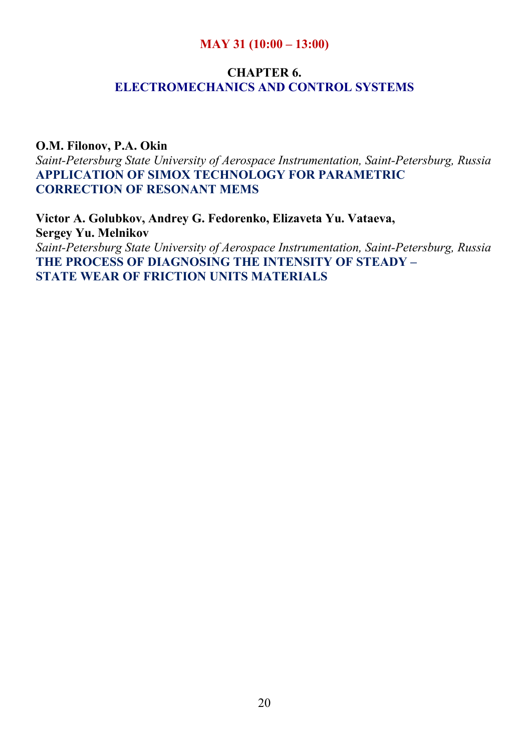**MAY 31 (10:00 – 13:00)**

## CHAPTER 6.
## ELECTROMECHANICS AND CONTROL SYSTEMS

**O.M. Filonov, P.A. Okin**
*Saint-Petersburg State University of Aerospace Instrumentation, Saint-Petersburg, Russia*
**APPLICATION OF SIMOX TECHNOLOGY FOR PARAMETRIC CORRECTION OF RESONANT MEMS**

**Victor A. Golubkov, Andrey G. Fedorenko, Elizaveta Yu. Vataeva, Sergey Yu. Melnikov**
*Saint-Petersburg State University of Aerospace Instrumentation, Saint-Petersburg, Russia*
**THE PROCESS OF DIAGNOSING THE INTENSITY OF STEADY – STATE WEAR OF FRICTION UNITS MATERIALS**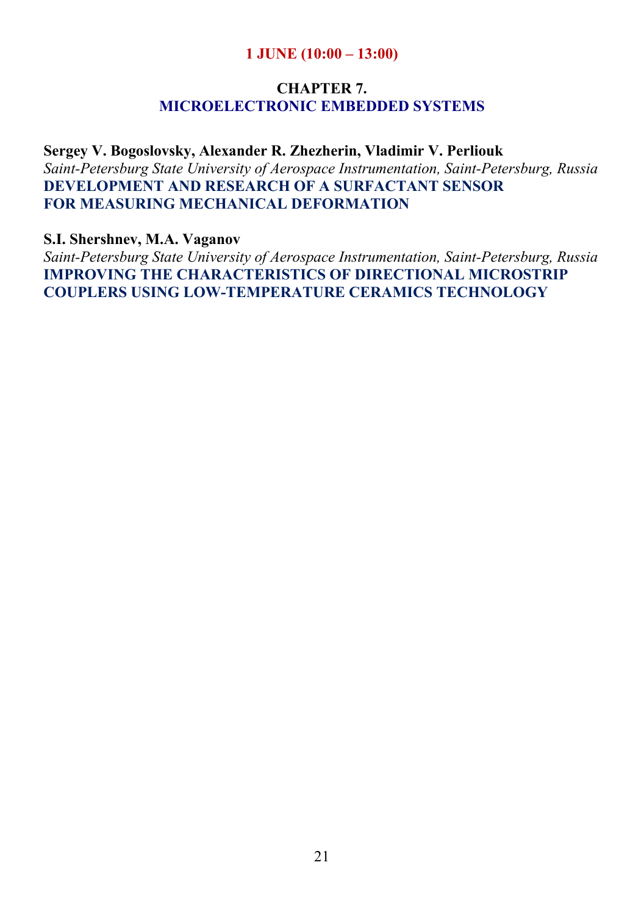**1 JUNE (10:00 – 13:00)**

## CHAPTER 7.
## MICROELECTRONIC EMBEDDED SYSTEMS

**Sergey V. Bogoslovsky, Alexander R. Zhezherin, Vladimir V. Perliouk**
*Saint-Petersburg State University of Aerospace Instrumentation, Saint-Petersburg, Russia*
**DEVELOPMENT AND RESEARCH OF A SURFACTANT SENSOR FOR MEASURING MECHANICAL DEFORMATION**

**S.I. Shershnev, M.A. Vaganov**
*Saint-Petersburg State University of Aerospace Instrumentation, Saint-Petersburg, Russia*
**IMPROVING THE CHARACTERISTICS OF DIRECTIONAL MICROSTRIP COUPLERS USING LOW-TEMPERATURE CERAMICS TECHNOLOGY**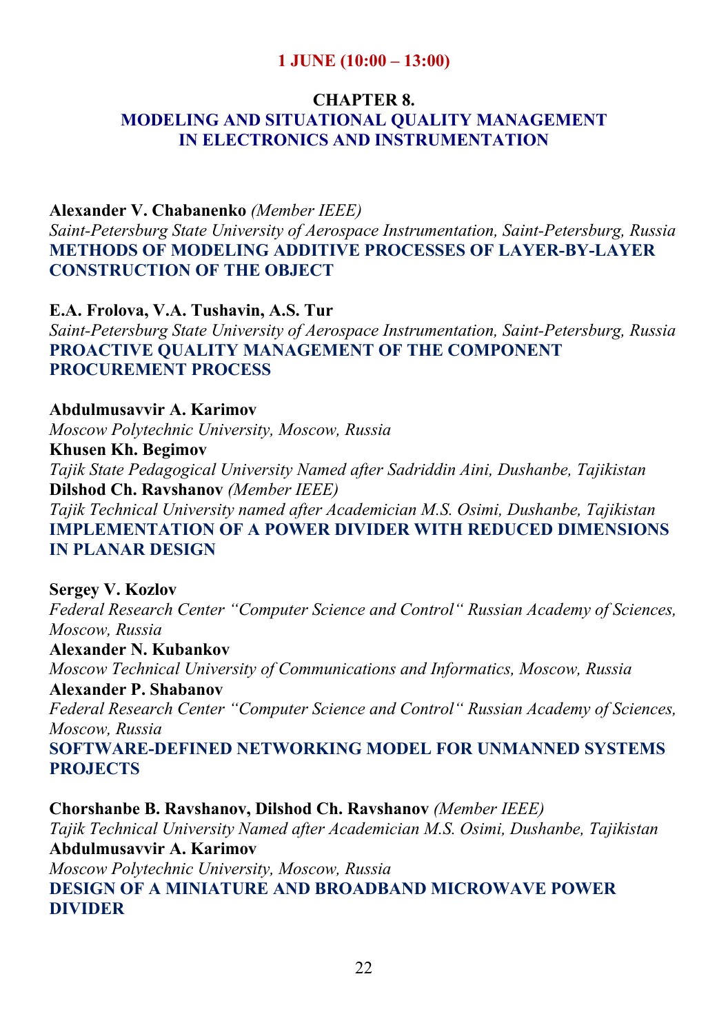**1 JUNE (10:00 – 13:00)**

## CHAPTER 8.
## MODELING AND SITUATIONAL QUALITY MANAGEMENT IN ELECTRONICS AND INSTRUMENTATION

**Alexander V. Chabanenko** *(Member IEEE)*
*Saint-Petersburg State University of Aerospace Instrumentation, Saint-Petersburg, Russia*
**METHODS OF MODELING ADDITIVE PROCESSES OF LAYER-BY-LAYER CONSTRUCTION OF THE OBJECT**

**E.A. Frolova, V.A. Tushavin, A.S. Tur**
*Saint-Petersburg State University of Aerospace Instrumentation, Saint-Petersburg, Russia*
**PROACTIVE QUALITY MANAGEMENT OF THE COMPONENT PROCUREMENT PROCESS**

**Abdulmusavvir A. Karimov**
*Moscow Polytechnic University, Moscow, Russia*
**Khusen Kh. Begimov**
*Tajik State Pedagogical University Named after Sadriddin Aini, Dushanbe, Tajikistan*
**Dilshod Ch. Ravshanov** *(Member IEEE)*
*Tajik Technical University named after Academician M.S. Osimi, Dushanbe, Tajikistan*
**IMPLEMENTATION OF A POWER DIVIDER WITH REDUCED DIMENSIONS IN PLANAR DESIGN**

**Sergey V. Kozlov**
*Federal Research Center "Computer Science and Control" Russian Academy of Sciences, Moscow, Russia*
**Alexander N. Kubankov**
*Moscow Technical University of Communications and Informatics, Moscow, Russia*
**Alexander P. Shabanov**
*Federal Research Center "Computer Science and Control" Russian Academy of Sciences, Moscow, Russia*
**SOFTWARE-DEFINED NETWORKING MODEL FOR UNMANNED SYSTEMS PROJECTS**

**Chorshanbe B. Ravshanov, Dilshod Ch. Ravshanov** *(Member IEEE)*
*Tajik Technical University Named after Academician M.S. Osimi, Dushanbe, Tajikistan*
**Abdulmusavvir A. Karimov**
*Moscow Polytechnic University, Moscow, Russia*
**DESIGN OF A MINIATURE AND BROADBAND MICROWAVE POWER DIVIDER**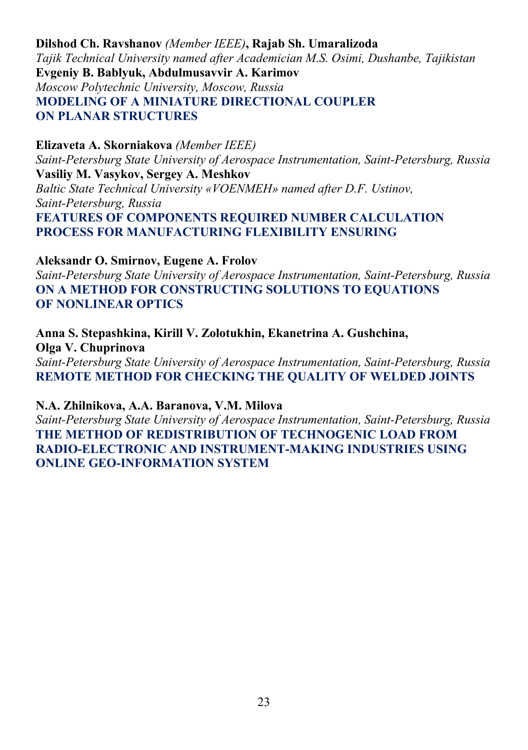**Dilshod Ch. Ravshanov** *(Member IEEE)*, **Rajab Sh. Umaralizoda**
*Tajik Technical University named after Academician M.S. Osimi, Dushanbe, Tajikistan*
**Evgeniy B. Bablyuk, Abdulmusavvir A. Karimov**
*Moscow Polytechnic University, Moscow, Russia*
**MODELING OF A MINIATURE DIRECTIONAL COUPLER ON PLANAR STRUCTURES**

**Elizaveta A. Skorniakova** *(Member IEEE)*
*Saint-Petersburg State University of Aerospace Instrumentation, Saint-Petersburg, Russia*
**Vasiliy M. Vasykov, Sergey A. Meshkov**
*Baltic State Technical University «VOENMEH» named after D.F. Ustinov, Saint-Petersburg, Russia*
**FEATURES OF COMPONENTS REQUIRED NUMBER CALCULATION PROCESS FOR MANUFACTURING FLEXIBILITY ENSURING**

**Aleksandr O. Smirnov, Eugene A. Frolov**
*Saint-Petersburg State University of Aerospace Instrumentation, Saint-Petersburg, Russia*
**ON A METHOD FOR CONSTRUCTING SOLUTIONS TO EQUATIONS OF NONLINEAR OPTICS**

**Anna S. Stepashkina, Kirill V. Zolotukhin, Ekanetrina A. Gushchina, Olga V. Chuprinova**
*Saint-Petersburg State University of Aerospace Instrumentation, Saint-Petersburg, Russia*
**REMOTE METHOD FOR CHECKING THE QUALITY OF WELDED JOINTS**

**N.A. Zhilnikova, A.A. Baranova, V.M. Milova**
*Saint-Petersburg State University of Aerospace Instrumentation, Saint-Petersburg, Russia*
**THE METHOD OF REDISTRIBUTION OF TECHNOGENIC LOAD FROM RADIO-ELECTRONIC AND INSTRUMENT-MAKING INDUSTRIES USING ONLINE GEO-INFORMATION SYSTEM**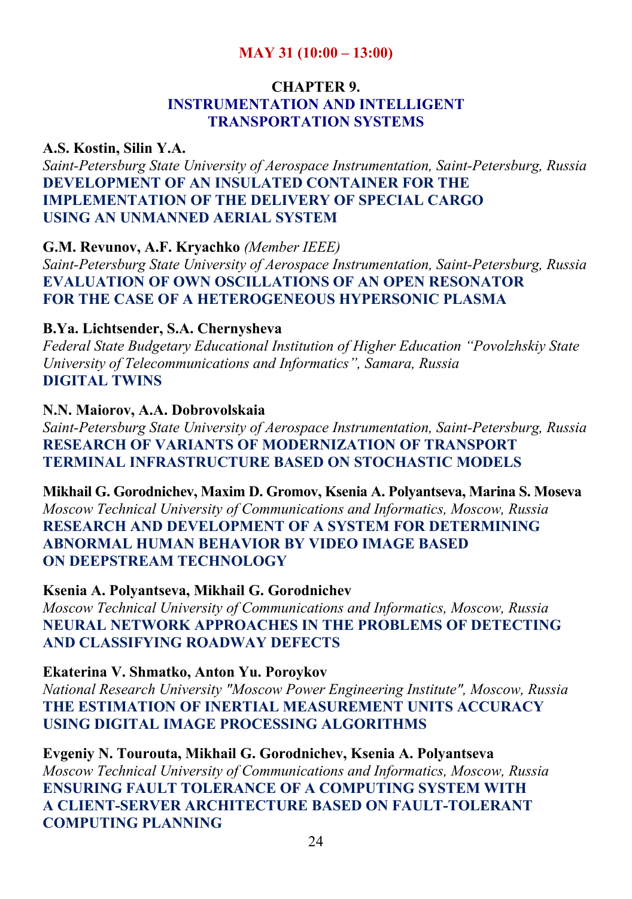**MAY 31 (10:00 – 13:00)**

## CHAPTER 9. INSTRUMENTATION AND INTELLIGENT TRANSPORTATION SYSTEMS

**A.S. Kostin, Silin Y.A.**
*Saint-Petersburg State University of Aerospace Instrumentation, Saint-Petersburg, Russia*
**DEVELOPMENT OF AN INSULATED CONTAINER FOR THE IMPLEMENTATION OF THE DELIVERY OF SPECIAL CARGO USING AN UNMANNED AERIAL SYSTEM**

**G.M. Revunov, A.F. Kryachko** *(Member IEEE)*
*Saint-Petersburg State University of Aerospace Instrumentation, Saint-Petersburg, Russia*
**EVALUATION OF OWN OSCILLATIONS OF AN OPEN RESONATOR FOR THE CASE OF A HETEROGENEOUS HYPERSONIC PLASMA**

**B.Ya. Lichtsender, S.A. Chernysheva**
*Federal State Budgetary Educational Institution of Higher Education "Povolzhskiy State University of Telecommunications and Informatics", Samara, Russia*
**DIGITAL TWINS**

**N.N. Maiorov, A.A. Dobrovolskaia**
*Saint-Petersburg State University of Aerospace Instrumentation, Saint-Petersburg, Russia*
**RESEARCH OF VARIANTS OF MODERNIZATION OF TRANSPORT TERMINAL INFRASTRUCTURE BASED ON STOCHASTIC MODELS**

**Mikhail G. Gorodnichev, Maxim D. Gromov, Ksenia A. Polyantseva, Marina S. Moseva**
*Moscow Technical University of Communications and Informatics, Moscow, Russia*
**RESEARCH AND DEVELOPMENT OF A SYSTEM FOR DETERMINING ABNORMAL HUMAN BEHAVIOR BY VIDEO IMAGE BASED ON DEEPSTREAM TECHNOLOGY**

**Ksenia A. Polyantseva, Mikhail G. Gorodnichev**
*Moscow Technical University of Communications and Informatics, Moscow, Russia*
**NEURAL NETWORK APPROACHES IN THE PROBLEMS OF DETECTING AND CLASSIFYING ROADWAY DEFECTS**

**Ekaterina V. Shmatko, Anton Yu. Poroykov**
*National Research University "Moscow Power Engineering Institute", Moscow, Russia*
**THE ESTIMATION OF INERTIAL MEASUREMENT UNITS ACCURACY USING DIGITAL IMAGE PROCESSING ALGORITHMS**

**Evgeniy N. Tourouta, Mikhail G. Gorodnichev, Ksenia A. Polyantseva**
*Moscow Technical University of Communications and Informatics, Moscow, Russia*
**ENSURING FAULT TOLERANCE OF A COMPUTING SYSTEM WITH A CLIENT-SERVER ARCHITECTURE BASED ON FAULT-TOLERANT COMPUTING PLANNING**